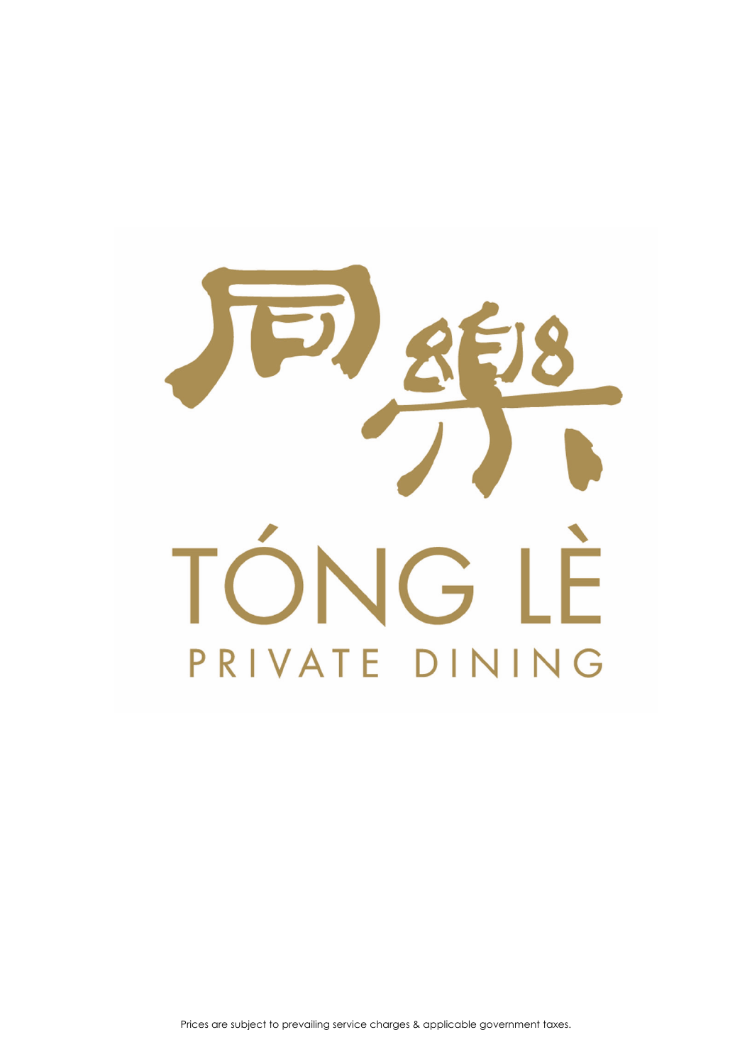# 同樂

# TÓNG LÈ

## PRIVATE DINING

Prices are subject to prevailing service charges & applicable government taxes.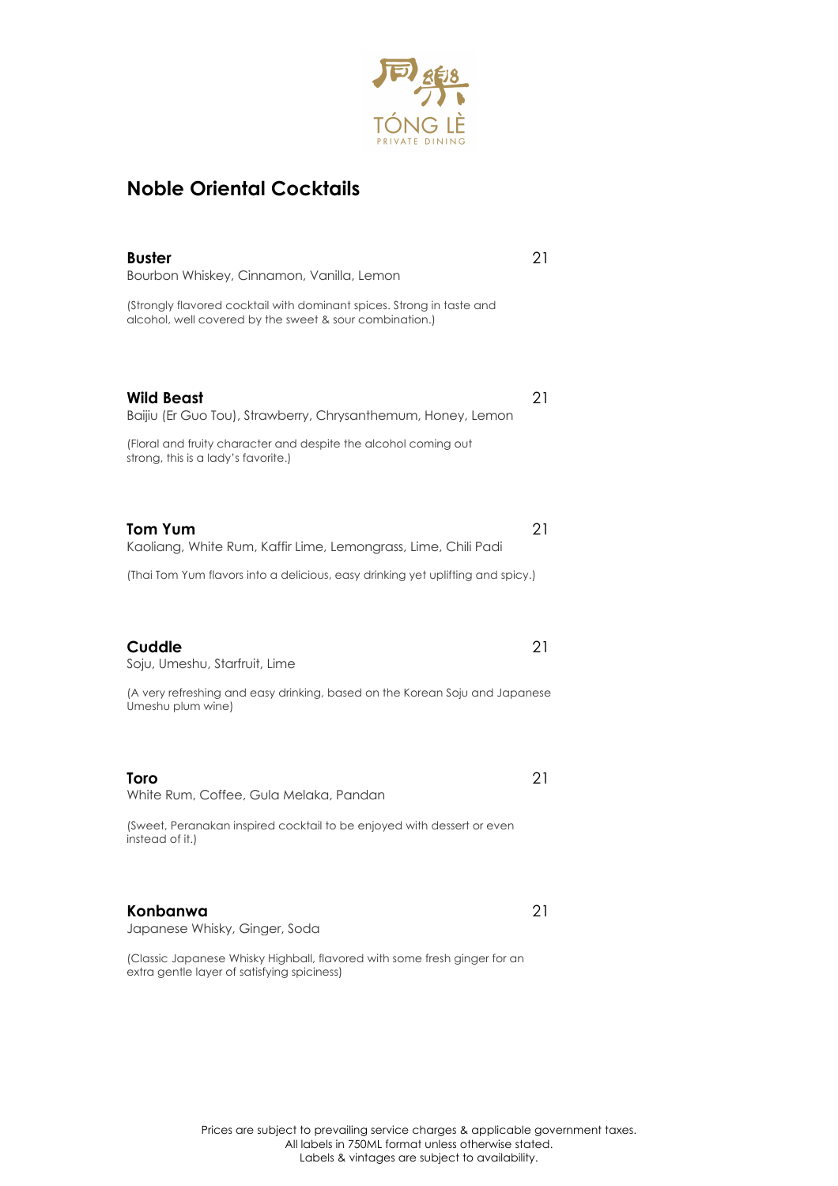# Noble Oriental Cocktails

**Buster** 21

Bourbon Whiskey, Cinnamon, Vanilla, Lemon

(Strongly flavored cocktail with dominant spices. Strong in taste and alcohol, well covered by the sweet & sour combination.)

**Wild Beast** 21

Baijiu (Er Guo Tou), Strawberry, Chrysanthemum, Honey, Lemon

(Floral and fruity character and despite the alcohol coming out strong, this is a lady's favorite.)

**Tom Yum** 21

Kaoliang, White Rum, Kaffir Lime, Lemongrass, Lime, Chili Padi

(Thai Tom Yum flavors into a delicious, easy drinking yet uplifting and spicy.)

**Cuddle** 21

Soju, Umeshu, Starfruit, Lime

(A very refreshing and easy drinking, based on the Korean Soju and Japanese Umeshu plum wine)

**Toro** 21

White Rum, Coffee, Gula Melaka, Pandan

(Sweet, Peranakan inspired cocktail to be enjoyed with dessert or even instead of it.)

**Konbanwa** 21

Japanese Whisky, Ginger, Soda

(Classic Japanese Whisky Highball, flavored with some fresh ginger for an extra gentle layer of satisfying spiciness)

Prices are subject to prevailing service charges & applicable government taxes.
All labels in 750ML format unless otherwise stated.
Labels & vintages are subject to availability.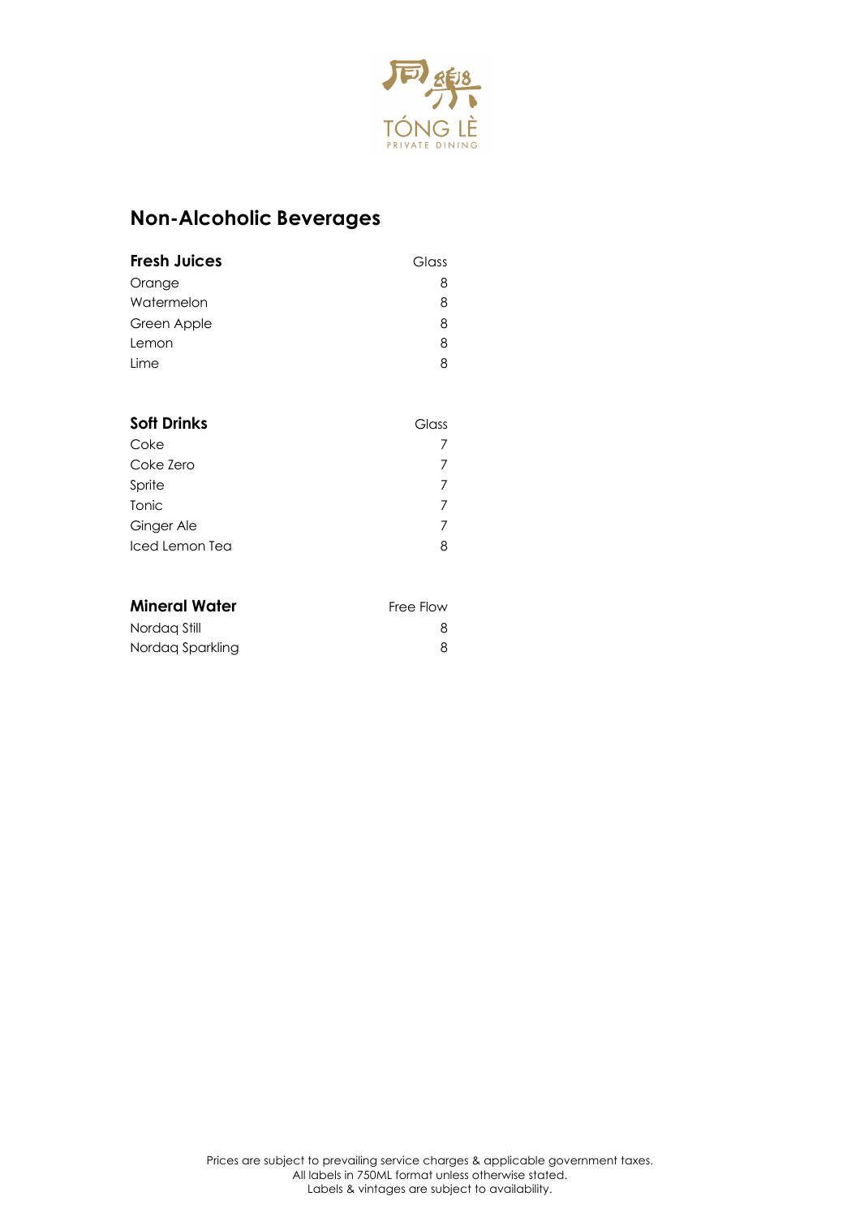同樂 TÓNG LÈ PRIVATE DINING

## Non-Alcoholic Beverages

| **Fresh Juices** | Glass |
|---|---|
| Orange | 8 |
| Watermelon | 8 |
| Green Apple | 8 |
| Lemon | 8 |
| Lime | 8 |

| **Soft Drinks** | Glass |
|---|---|
| Coke | 7 |
| Coke Zero | 7 |
| Sprite | 7 |
| Tonic | 7 |
| Ginger Ale | 7 |
| Iced Lemon Tea | 8 |

| **Mineral Water** | Free Flow |
|---|---|
| Nordaq Still | 8 |
| Nordaq Sparkling | 8 |

Prices are subject to prevailing service charges & applicable government taxes.
All labels in 750ML format unless otherwise stated.
Labels & vintages are subject to availability.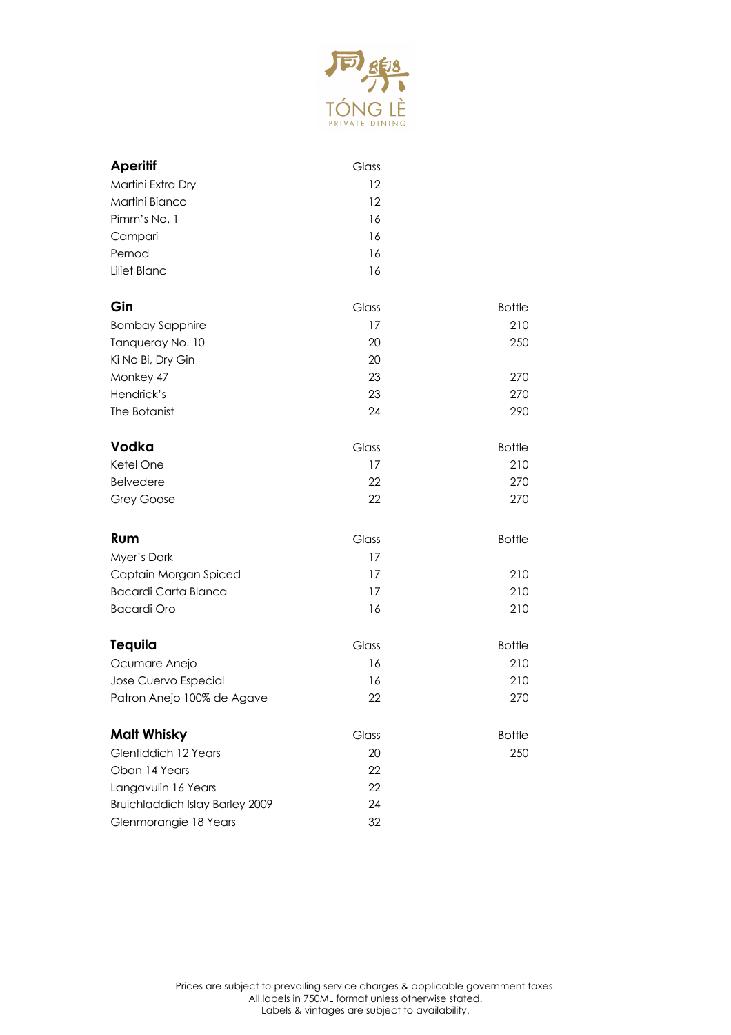同樂

TÓNG LÈ

PRIVATE DINING

| Aperitif | Glass | |
|---|---|---|
| Martini Extra Dry | 12 | |
| Martini Bianco | 12 | |
| Pimm's No. 1 | 16 | |
| Campari | 16 | |
| Pernod | 16 | |
| Liliet Blanc | 16 | |

| Gin | Glass | Bottle |
|---|---|---|
| Bombay Sapphire | 17 | 210 |
| Tanqueray No. 10 | 20 | 250 |
| Ki No Bi, Dry Gin | 20 | |
| Monkey 47 | 23 | 270 |
| Hendrick's | 23 | 270 |
| The Botanist | 24 | 290 |

| Vodka | Glass | Bottle |
|---|---|---|
| Ketel One | 17 | 210 |
| Belvedere | 22 | 270 |
| Grey Goose | 22 | 270 |

| Rum | Glass | Bottle |
|---|---|---|
| Myer's Dark | 17 | |
| Captain Morgan Spiced | 17 | 210 |
| Bacardi Carta Blanca | 17 | 210 |
| Bacardi Oro | 16 | 210 |

| Tequila | Glass | Bottle |
|---|---|---|
| Ocumare Anejo | 16 | 210 |
| Jose Cuervo Especial | 16 | 210 |
| Patron Anejo 100% de Agave | 22 | 270 |

| Malt Whisky | Glass | Bottle |
|---|---|---|
| Glenfiddich 12 Years | 20 | 250 |
| Oban 14 Years | 22 | |
| Langavulin 16 Years | 22 | |
| Bruichladdich Islay Barley 2009 | 24 | |
| Glenmorangie 18 Years | 32 | |

Prices are subject to prevailing service charges & applicable government taxes.
All labels in 750ML format unless otherwise stated.
Labels & vintages are subject to availability.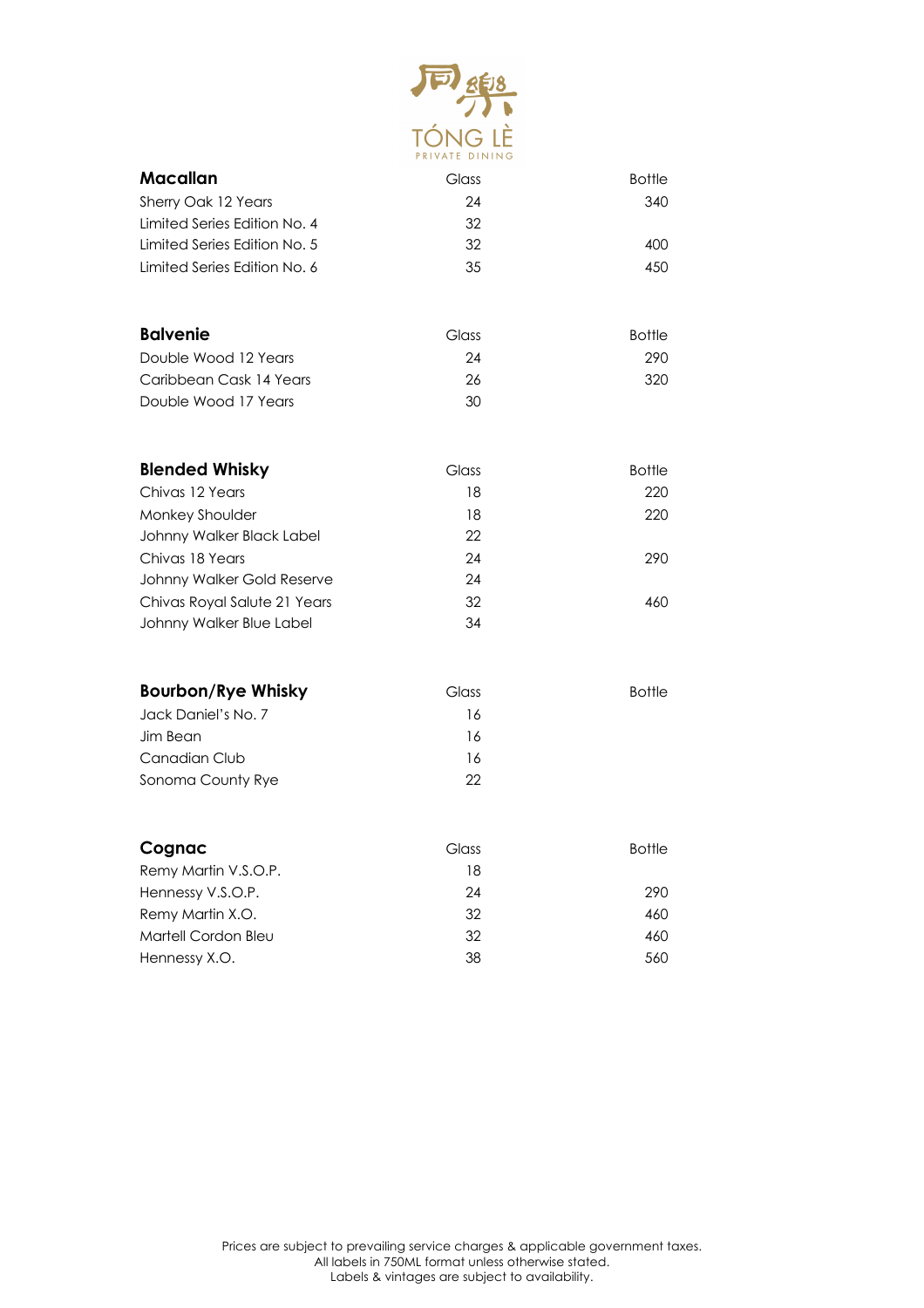同樂
TÓNG LÈ
PRIVATE DINING

| Macallan | Glass | Bottle |
|---|---|---|
| Sherry Oak 12 Years | 24 | 340 |
| Limited Series Edition No. 4 | 32 | |
| Limited Series Edition No. 5 | 32 | 400 |
| Limited Series Edition No. 6 | 35 | 450 |

| Balvenie | Glass | Bottle |
|---|---|---|
| Double Wood 12 Years | 24 | 290 |
| Caribbean Cask 14 Years | 26 | 320 |
| Double Wood 17 Years | 30 | |

| Blended Whisky | Glass | Bottle |
|---|---|---|
| Chivas 12 Years | 18 | 220 |
| Monkey Shoulder | 18 | 220 |
| Johnny Walker Black Label | 22 | |
| Chivas 18 Years | 24 | 290 |
| Johnny Walker Gold Reserve | 24 | |
| Chivas Royal Salute 21 Years | 32 | 460 |
| Johnny Walker Blue Label | 34 | |

| Bourbon/Rye Whisky | Glass | Bottle |
|---|---|---|
| Jack Daniel's No. 7 | 16 | |
| Jim Bean | 16 | |
| Canadian Club | 16 | |
| Sonoma County Rye | 22 | |

| Cognac | Glass | Bottle |
|---|---|---|
| Remy Martin V.S.O.P. | 18 | |
| Hennessy V.S.O.P. | 24 | 290 |
| Remy Martin X.O. | 32 | 460 |
| Martell Cordon Bleu | 32 | 460 |
| Hennessy X.O. | 38 | 560 |

Prices are subject to prevailing service charges & applicable government taxes.
All labels in 750ML format unless otherwise stated.
Labels & vintages are subject to availability.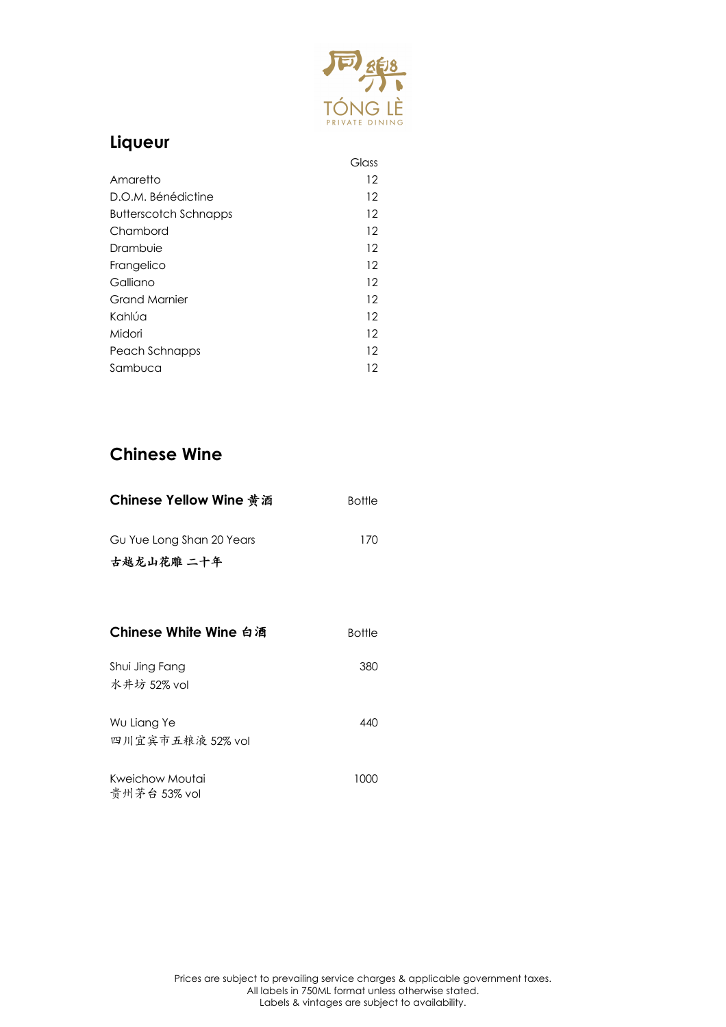TÓNG LÈ
PRIVATE DINING

## Liqueur

| | Glass |
|---|---|
| Amaretto | 12 |
| D.O.M. Bénédictine | 12 |
| Butterscotch Schnapps | 12 |
| Chambord | 12 |
| Drambuie | 12 |
| Frangelico | 12 |
| Galliano | 12 |
| Grand Marnier | 12 |
| Kahlúa | 12 |
| Midori | 12 |
| Peach Schnapps | 12 |
| Sambuca | 12 |

## Chinese Wine

| **Chinese Yellow Wine 黄酒** | Bottle |
|---|---|
| Gu Yue Long Shan 20 Years<br>古越龙山花雕 二十年 | 170 |

| **Chinese White Wine 白酒** | Bottle |
|---|---|
| Shui Jing Fang<br>水井坊 52% vol | 380 |
| Wu Liang Ye<br>四川宜宾市五粮液 52% vol | 440 |
| Kweichow Moutai<br>贵州茅台 53% vol | 1000 |

Prices are subject to prevailing service charges & applicable government taxes.
All labels in 750ML format unless otherwise stated.
Labels & vintages are subject to availability.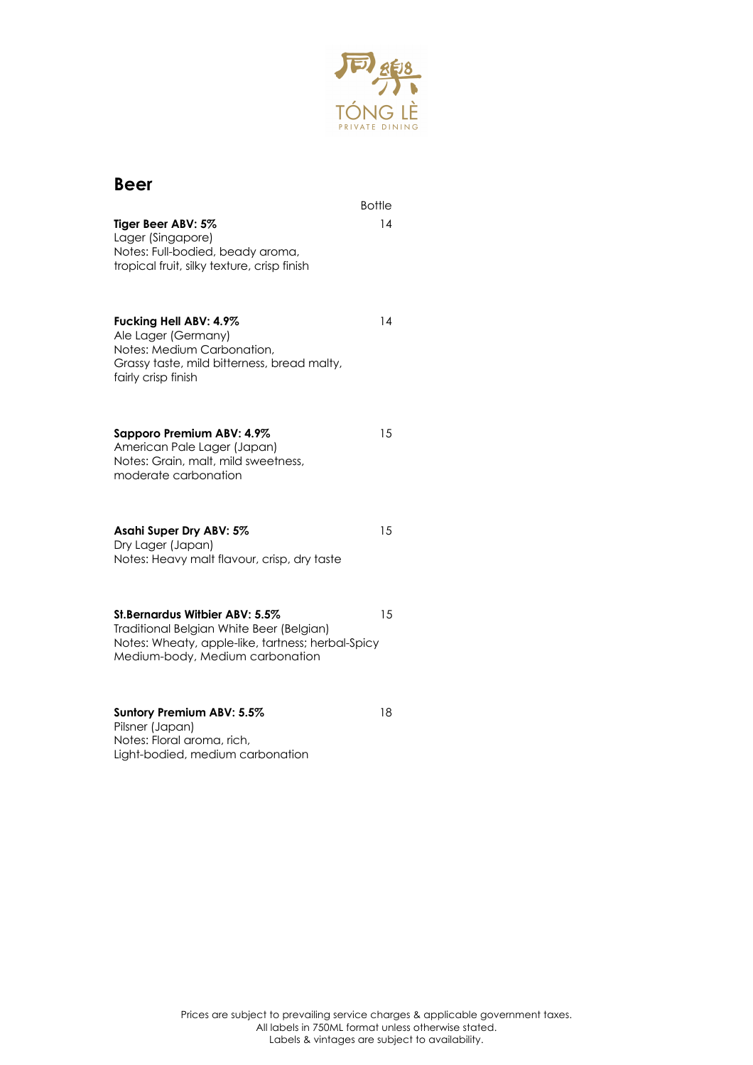TÓNG LÈ
PRIVATE DINING

## Beer

| | Bottle |
|---|---|
| **Tiger Beer ABV: 5%**<br>Lager (Singapore)<br>Notes: Full-bodied, beady aroma, tropical fruit, silky texture, crisp finish | 14 |
| **Fucking Hell ABV: 4.9%**<br>Ale Lager (Germany)<br>Notes: Medium Carbonation, Grassy taste, mild bitterness, bread malty, fairly crisp finish | 14 |
| **Sapporo Premium ABV: 4.9%**<br>American Pale Lager (Japan)<br>Notes: Grain, malt, mild sweetness, moderate carbonation | 15 |
| **Asahi Super Dry ABV: 5%**<br>Dry Lager (Japan)<br>Notes: Heavy malt flavour, crisp, dry taste | 15 |
| **St.Bernardus Witbier ABV: 5.5%**<br>Traditional Belgian White Beer (Belgian)<br>Notes: Wheaty, apple-like, tartness; herbal-Spicy Medium-body, Medium carbonation | 15 |
| **Suntory Premium ABV: 5.5%**<br>Pilsner (Japan)<br>Notes: Floral aroma, rich, Light-bodied, medium carbonation | 18 |

Prices are subject to prevailing service charges & applicable government taxes.
All labels in 750ML format unless otherwise stated.
Labels & vintages are subject to availability.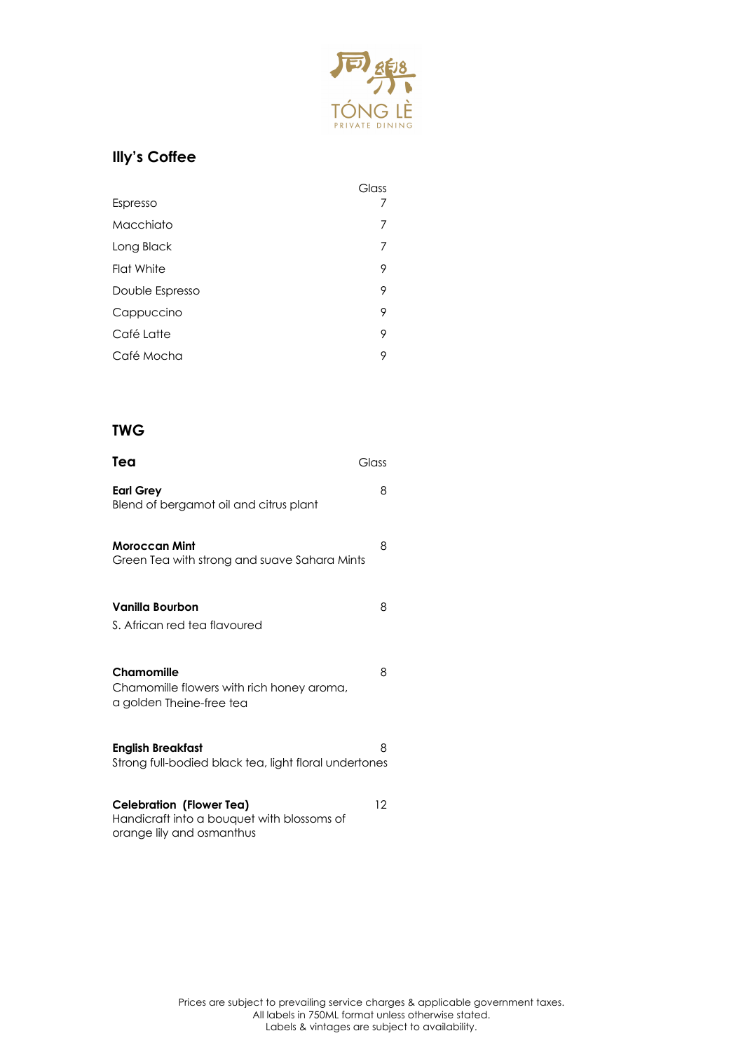同樂

TÓNG LÈ

PRIVATE DINING

## Illy's Coffee

| | Glass |
|---|---|
| Espresso | 7 |
| Macchiato | 7 |
| Long Black | 7 |
| Flat White | 9 |
| Double Espresso | 9 |
| Cappuccino | 9 |
| Café Latte | 9 |
| Café Mocha | 9 |

## TWG

| **Tea** | Glass |
|---|---|
| **Earl Grey**<br>Blend of bergamot oil and citrus plant | 8 |
| **Moroccan Mint**<br>Green Tea with strong and suave Sahara Mints | 8 |
| **Vanilla Bourbon**<br>S. African red tea flavoured | 8 |
| **Chamomille**<br>Chamomille flowers with rich honey aroma, a golden Theine-free tea | 8 |
| **English Breakfast**<br>Strong full-bodied black tea, light floral undertones | 8 |
| **Celebration (Flower Tea)**<br>Handicraft into a bouquet with blossoms of orange lily and osmanthus | 12 |

Prices are subject to prevailing service charges & applicable government taxes.
All labels in 750ML format unless otherwise stated.
Labels & vintages are subject to availability.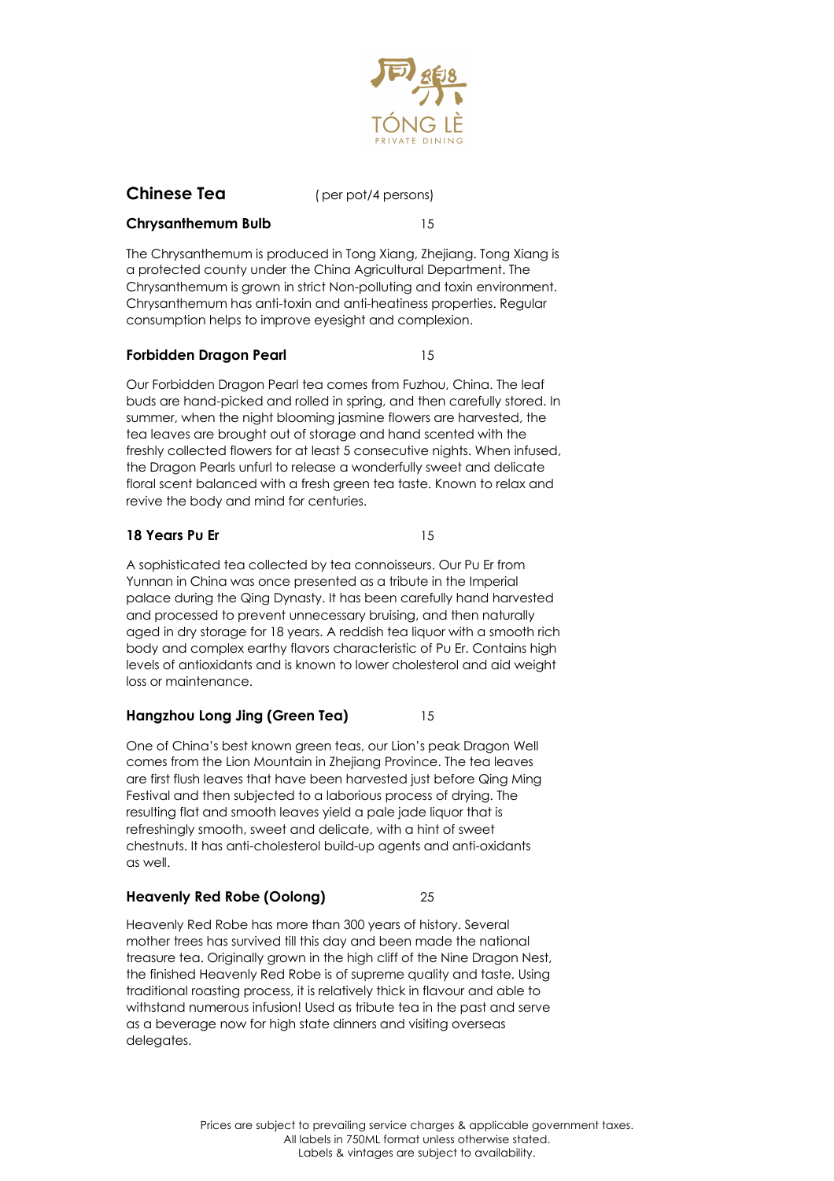TÓNG LÈ

PRIVATE DINING

## Chinese Tea

( per pot/4 persons)

**Chrysanthemum Bulb** 15

The Chrysanthemum is produced in Tong Xiang, Zhejiang. Tong Xiang is a protected county under the China Agricultural Department. The Chrysanthemum is grown in strict Non-polluting and toxin environment. Chrysanthemum has anti-toxin and anti-heatiness properties. Regular consumption helps to improve eyesight and complexion.

**Forbidden Dragon Pearl** 15

Our Forbidden Dragon Pearl tea comes from Fuzhou, China. The leaf buds are hand-picked and rolled in spring, and then carefully stored. In summer, when the night blooming jasmine flowers are harvested, the tea leaves are brought out of storage and hand scented with the freshly collected flowers for at least 5 consecutive nights. When infused, the Dragon Pearls unfurl to release a wonderfully sweet and delicate floral scent balanced with a fresh green tea taste. Known to relax and revive the body and mind for centuries.

**18 Years Pu Er** 15

A sophisticated tea collected by tea connoisseurs. Our Pu Er from Yunnan in China was once presented as a tribute in the Imperial palace during the Qing Dynasty. It has been carefully hand harvested and processed to prevent unnecessary bruising, and then naturally aged in dry storage for 18 years. A reddish tea liquor with a smooth rich body and complex earthy flavors characteristic of Pu Er. Contains high levels of antioxidants and is known to lower cholesterol and aid weight loss or maintenance.

**Hangzhou Long Jing (Green Tea)** 15

One of China's best known green teas, our Lion's peak Dragon Well comes from the Lion Mountain in Zhejiang Province. The tea leaves are first flush leaves that have been harvested just before Qing Ming Festival and then subjected to a laborious process of drying. The resulting flat and smooth leaves yield a pale jade liquor that is refreshingly smooth, sweet and delicate, with a hint of sweet chestnuts. It has anti-cholesterol build-up agents and anti-oxidants as well.

**Heavenly Red Robe (Oolong)** 25

Heavenly Red Robe has more than 300 years of history. Several mother trees has survived till this day and been made the national treasure tea. Originally grown in the high cliff of the Nine Dragon Nest, the finished Heavenly Red Robe is of supreme quality and taste. Using traditional roasting process, it is relatively thick in flavour and able to withstand numerous infusion! Used as tribute tea in the past and serve as a beverage now for high state dinners and visiting overseas delegates.

Prices are subject to prevailing service charges & applicable government taxes.
All labels in 750ML format unless otherwise stated.
Labels & vintages are subject to availability.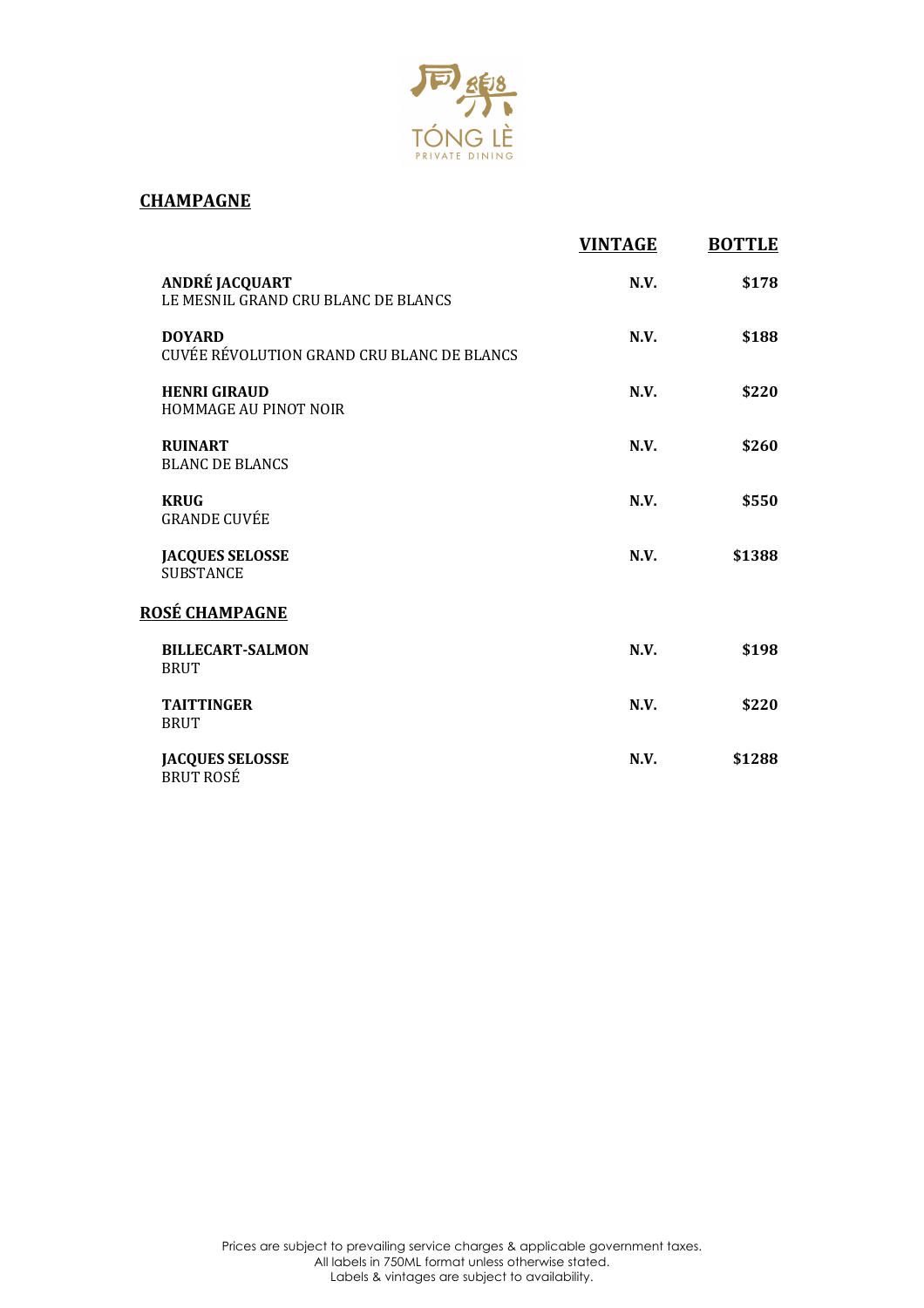TÓNG LÈ

PRIVATE DINING

## CHAMPAGNE

| | VINTAGE | BOTTLE |
|---|---|---|
| **ANDRÉ JACQUART**<br>LE MESNIL GRAND CRU BLANC DE BLANCS | **N.V.** | **$178** |
| **DOYARD**<br>CUVÉE RÉVOLUTION GRAND CRU BLANC DE BLANCS | **N.V.** | **$188** |
| **HENRI GIRAUD**<br>HOMMAGE AU PINOT NOIR | **N.V.** | **$220** |
| **RUINART**<br>BLANC DE BLANCS | **N.V.** | **$260** |
| **KRUG**<br>GRANDE CUVÉE | **N.V.** | **$550** |
| **JACQUES SELOSSE**<br>SUBSTANCE | **N.V.** | **$1388** |

## ROSÉ CHAMPAGNE

| | VINTAGE | BOTTLE |
|---|---|---|
| **BILLECART-SALMON**<br>BRUT | **N.V.** | **$198** |
| **TAITTINGER**<br>BRUT | **N.V.** | **$220** |
| **JACQUES SELOSSE**<br>BRUT ROSÉ | **N.V.** | **$1288** |

Prices are subject to prevailing service charges & applicable government taxes.
All labels in 750ML format unless otherwise stated.
Labels & vintages are subject to availability.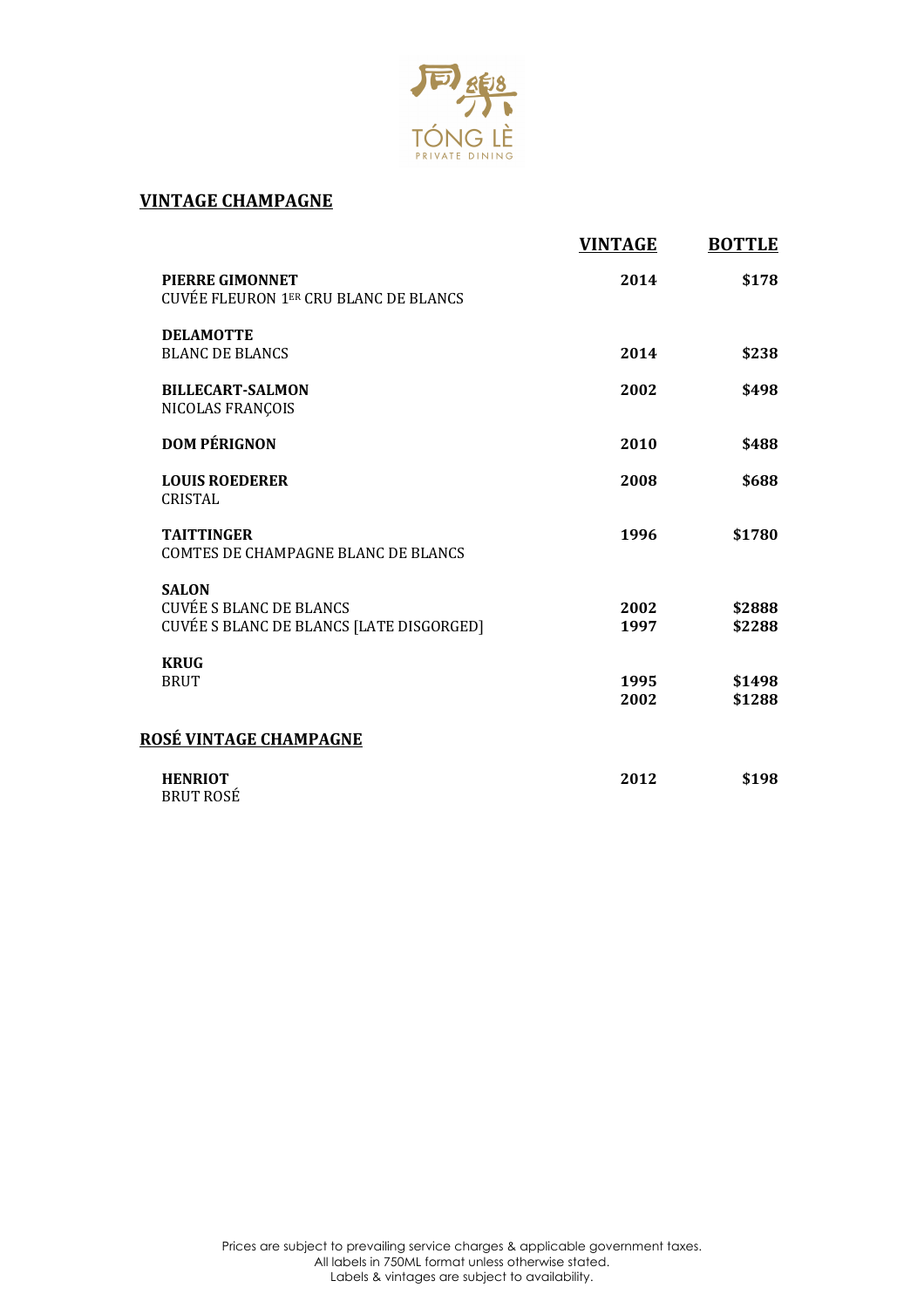## VINTAGE CHAMPAGNE

| | VINTAGE | BOTTLE |
|---|---|---|
| **PIERRE GIMONNET**<br>CUVÉE FLEURON 1[ER] CRU BLANC DE BLANCS | 2014 | $178 |
| **DELAMOTTE**<br>BLANC DE BLANCS | 2014 | $238 |
| **BILLECART-SALMON**<br>NICOLAS FRANÇOIS | 2002 | $498 |
| **DOM PÉRIGNON** | 2010 | $488 |
| **LOUIS ROEDERER**<br>CRISTAL | 2008 | $688 |
| **TAITTINGER**<br>COMTES DE CHAMPAGNE BLANC DE BLANCS | 1996 | $1780 |
| **SALON** | | |
| CUVÉE S BLANC DE BLANCS | 2002 | $2888 |
| CUVÉE S BLANC DE BLANCS [LATE DISGORGED] | 1997 | $2288 |
| **KRUG** | | |
| BRUT | 1995 | $1498 |
| | 2002 | $1288 |

## ROSÉ VINTAGE CHAMPAGNE

| | VINTAGE | BOTTLE |
|---|---|---|
| **HENRIOT**<br>BRUT ROSÉ | 2012 | $198 |

Prices are subject to prevailing service charges & applicable government taxes.
All labels in 750ML format unless otherwise stated.
Labels & vintages are subject to availability.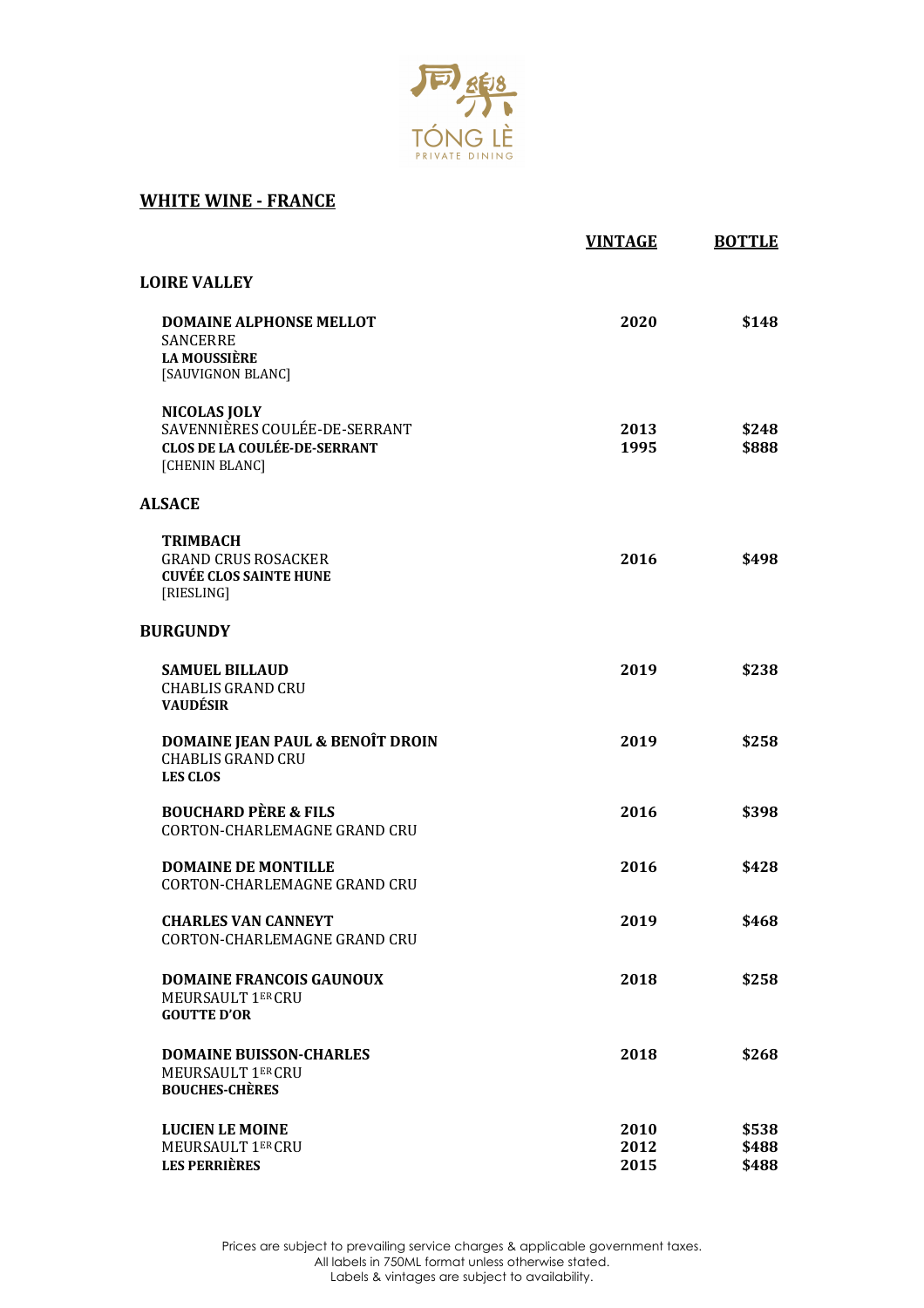同樂

TÓNG LÈ
PRIVATE DINING

## WHITE WINE - FRANCE

| | VINTAGE | BOTTLE |
|---|---|---|
| **LOIRE VALLEY** | | |
| **DOMAINE ALPHONSE MELLOT**<br>SANCERRE<br>**LA MOUSSIÈRE**<br>[SAUVIGNON BLANC] | 2020 | $148 |
| **NICOLAS JOLY**<br>SAVENNIÈRES COULÉE-DE-SERRANT<br>**CLOS DE LA COULÉE-DE-SERRANT**<br>[CHENIN BLANC] | 2013<br>1995 | $248<br>$888 |
| **ALSACE** | | |
| **TRIMBACH**<br>GRAND CRUS ROSACKER<br>**CUVÉE CLOS SAINTE HUNE**<br>[RIESLING] | 2016 | $498 |
| **BURGUNDY** | | |
| **SAMUEL BILLAUD**<br>CHABLIS GRAND CRU<br>**VAUDÉSIR** | 2019 | $238 |
| **DOMAINE JEAN PAUL & BENOÎT DROIN**<br>CHABLIS GRAND CRU<br>**LES CLOS** | 2019 | $258 |
| **BOUCHARD PÈRE & FILS**<br>CORTON-CHARLEMAGNE GRAND CRU | 2016 | $398 |
| **DOMAINE DE MONTILLE**<br>CORTON-CHARLEMAGNE GRAND CRU | 2016 | $428 |
| **CHARLES VAN CANNEYT**<br>CORTON-CHARLEMAGNE GRAND CRU | 2019 | $468 |
| **DOMAINE FRANCOIS GAUNOUX**<br>MEURSAULT 1ER CRU<br>**GOUTTE D'OR** | 2018 | $258 |
| **DOMAINE BUISSON-CHARLES**<br>MEURSAULT 1ER CRU<br>**BOUCHES-CHÈRES** | 2018 | $268 |
| **LUCIEN LE MOINE**<br>MEURSAULT 1ER CRU<br>**LES PERRIÈRES** | 2010<br>2012<br>2015 | $538<br>$488<br>$488 |

Prices are subject to prevailing service charges & applicable government taxes.
All labels in 750ML format unless otherwise stated.
Labels & vintages are subject to availability.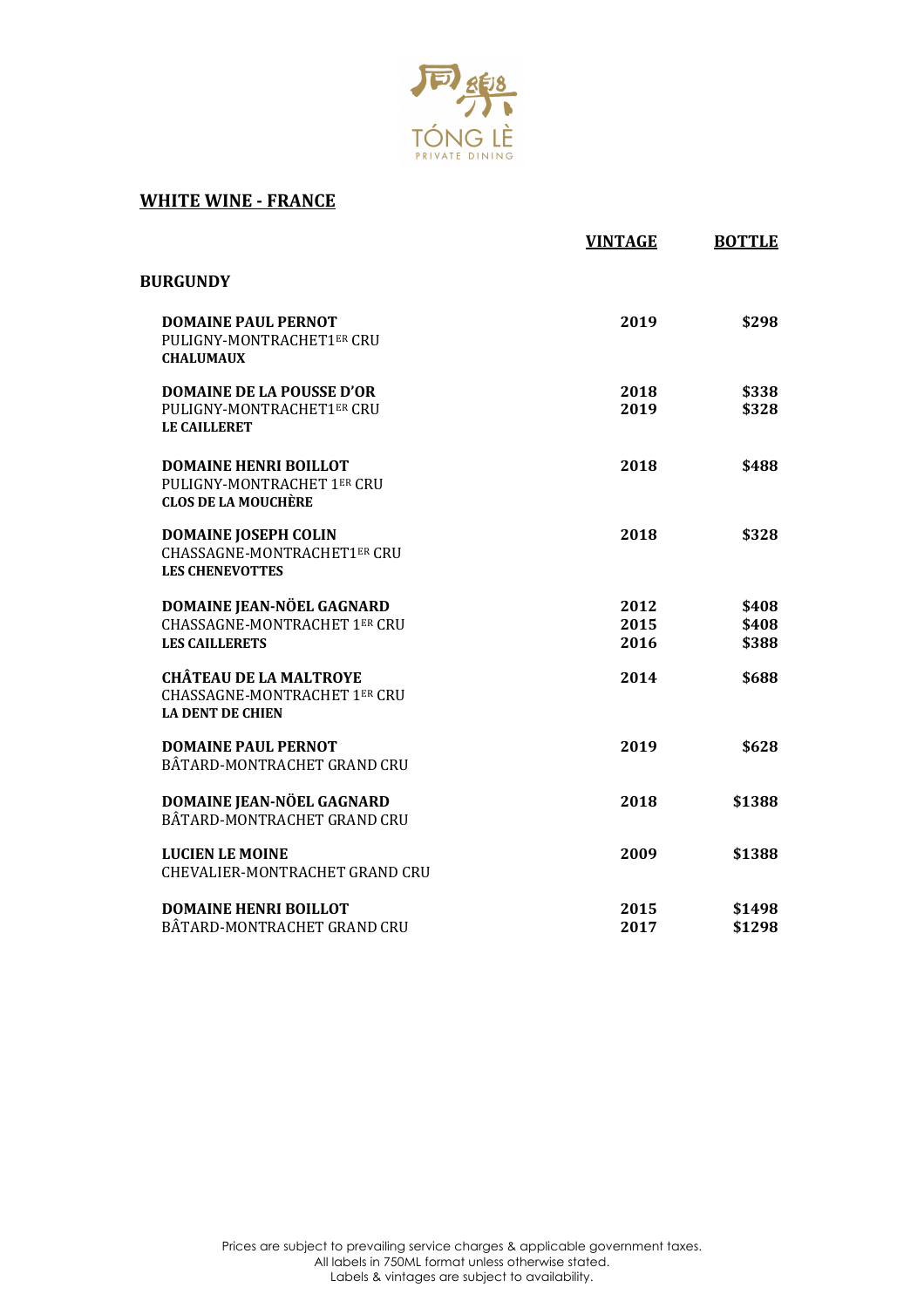同樂
TÓNG LÈ
PRIVATE DINING

## WHITE WINE - FRANCE

### BURGUNDY

| | VINTAGE | BOTTLE |
|---|---|---|
| **DOMAINE PAUL PERNOT**<br>PULIGNY-MONTRACHET1ER CRU<br>**CHALUMAUX** | 2019 | $298 |
| **DOMAINE DE LA POUSSE D'OR**<br>PULIGNY-MONTRACHET1ER CRU<br>**LE CAILLERET** | 2018<br>2019 | $338<br>$328 |
| **DOMAINE HENRI BOILLOT**<br>PULIGNY-MONTRACHET 1ER CRU<br>**CLOS DE LA MOUCHÈRE** | 2018 | $488 |
| **DOMAINE JOSEPH COLIN**<br>CHASSAGNE-MONTRACHET1ER CRU<br>**LES CHENEVOTTES** | 2018 | $328 |
| **DOMAINE JEAN-NÖEL GAGNARD**<br>CHASSAGNE-MONTRACHET 1ER CRU<br>**LES CAILLERETS** | 2012<br>2015<br>2016 | $408<br>$408<br>$388 |
| **CHÂTEAU DE LA MALTROYE**<br>CHASSAGNE-MONTRACHET 1ER CRU<br>**LA DENT DE CHIEN** | 2014 | $688 |
| **DOMAINE PAUL PERNOT**<br>BÂTARD-MONTRACHET GRAND CRU | 2019 | $628 |
| **DOMAINE JEAN-NÖEL GAGNARD**<br>BÂTARD-MONTRACHET GRAND CRU | 2018 | $1388 |
| **LUCIEN LE MOINE**<br>CHEVALIER-MONTRACHET GRAND CRU | 2009 | $1388 |
| **DOMAINE HENRI BOILLOT**<br>BÂTARD-MONTRACHET GRAND CRU | 2015<br>2017 | $1498<br>$1298 |

Prices are subject to prevailing service charges & applicable government taxes.
All labels in 750ML format unless otherwise stated.
Labels & vintages are subject to availability.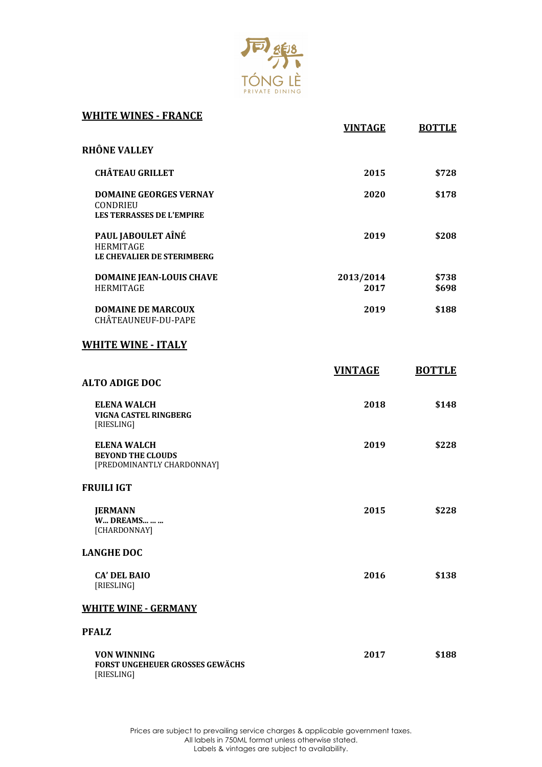同樂

TÓNG LÈ

PRIVATE DINING

## WHITE WINES - FRANCE

| | VINTAGE | BOTTLE |
|---|---|---|
| **RHÔNE VALLEY** | | |
| **CHÂTEAU GRILLET** | 2015 | $728 |
| **DOMAINE GEORGES VERNAY**<br>CONDRIEU<br>**LES TERRASSES DE L'EMPIRE** | 2020 | $178 |
| **PAUL JABOULET AÎNÉ**<br>HERMITAGE<br>**LE CHEVALIER DE STERIMBERG** | 2019 | $208 |
| **DOMAINE JEAN-LOUIS CHAVE**<br>HERMITAGE | 2013/2014<br>2017 | $738<br>$698 |
| **DOMAINE DE MARCOUX**<br>CHÂTEAUNEUF-DU-PAPE | 2019 | $188 |

## WHITE WINE - ITALY

| | VINTAGE | BOTTLE |
|---|---|---|
| **ALTO ADIGE DOC** | | |
| **ELENA WALCH**<br>**VIGNA CASTEL RINGBERG**<br>[RIESLING] | 2018 | $148 |
| **ELENA WALCH**<br>**BEYOND THE CLOUDS**<br>[PREDOMINANTLY CHARDONNAY] | 2019 | $228 |
| **FRUILI IGT** | | |
| **JERMANN**<br>**W... DREAMS... ... ...**<br>[CHARDONNAY] | 2015 | $228 |
| **LANGHE DOC** | | |
| **CA' DEL BAIO**<br>[RIESLING] | 2016 | $138 |

## WHITE WINE - GERMANY

| | VINTAGE | BOTTLE |
|---|---|---|
| **PFALZ** | | |
| **VON WINNING**<br>**FORST UNGEHEUER GROSSES GEWÄCHS**<br>[RIESLING] | 2017 | $188 |

Prices are subject to prevailing service charges & applicable government taxes.
All labels in 750ML format unless otherwise stated.
Labels & vintages are subject to availability.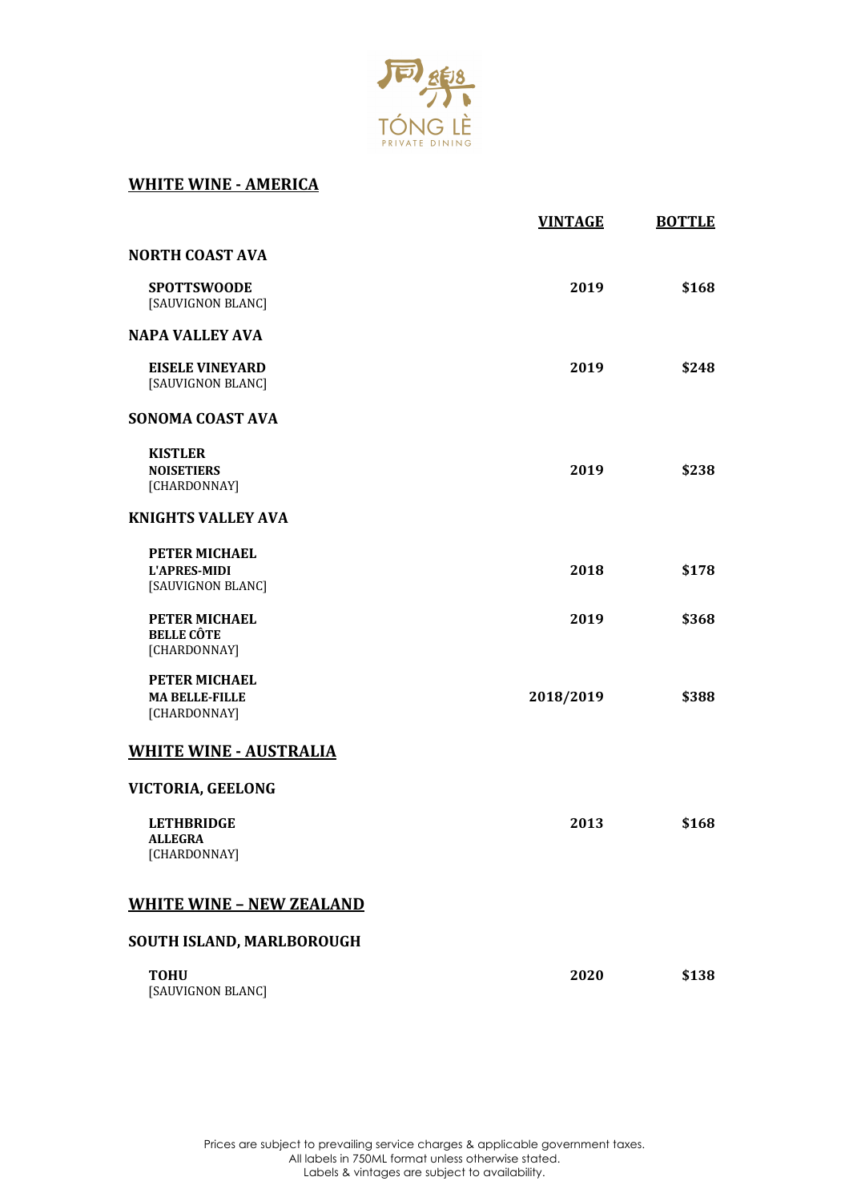同樂 TÓNG LÈ PRIVATE DINING

## WHITE WINE - AMERICA

| | VINTAGE | BOTTLE |
|---|---|---|
| **NORTH COAST AVA** | | |
| **SPOTTSWOODE** [SAUVIGNON BLANC] | 2019 | $168 |
| **NAPA VALLEY AVA** | | |
| **EISELE VINEYARD** [SAUVIGNON BLANC] | 2019 | $248 |
| **SONOMA COAST AVA** | | |
| **KISTLER** **NOISETIERS** [CHARDONNAY] | 2019 | $238 |
| **KNIGHTS VALLEY AVA** | | |
| **PETER MICHAEL** **L'APRES-MIDI** [SAUVIGNON BLANC] | 2018 | $178 |
| **PETER MICHAEL** **BELLE CÔTE** [CHARDONNAY] | 2019 | $368 |
| **PETER MICHAEL** **MA BELLE-FILLE** [CHARDONNAY] | 2018/2019 | $388 |

## WHITE WINE - AUSTRALIA

| | VINTAGE | BOTTLE |
|---|---|---|
| **VICTORIA, GEELONG** | | |
| **LETHBRIDGE** **ALLEGRA** [CHARDONNAY] | 2013 | $168 |

## WHITE WINE – NEW ZEALAND

| | VINTAGE | BOTTLE |
|---|---|---|
| **SOUTH ISLAND, MARLBOROUGH** | | |
| **TOHU** [SAUVIGNON BLANC] | 2020 | $138 |

Prices are subject to prevailing service charges & applicable government taxes.
All labels in 750ML format unless otherwise stated.
Labels & vintages are subject to availability.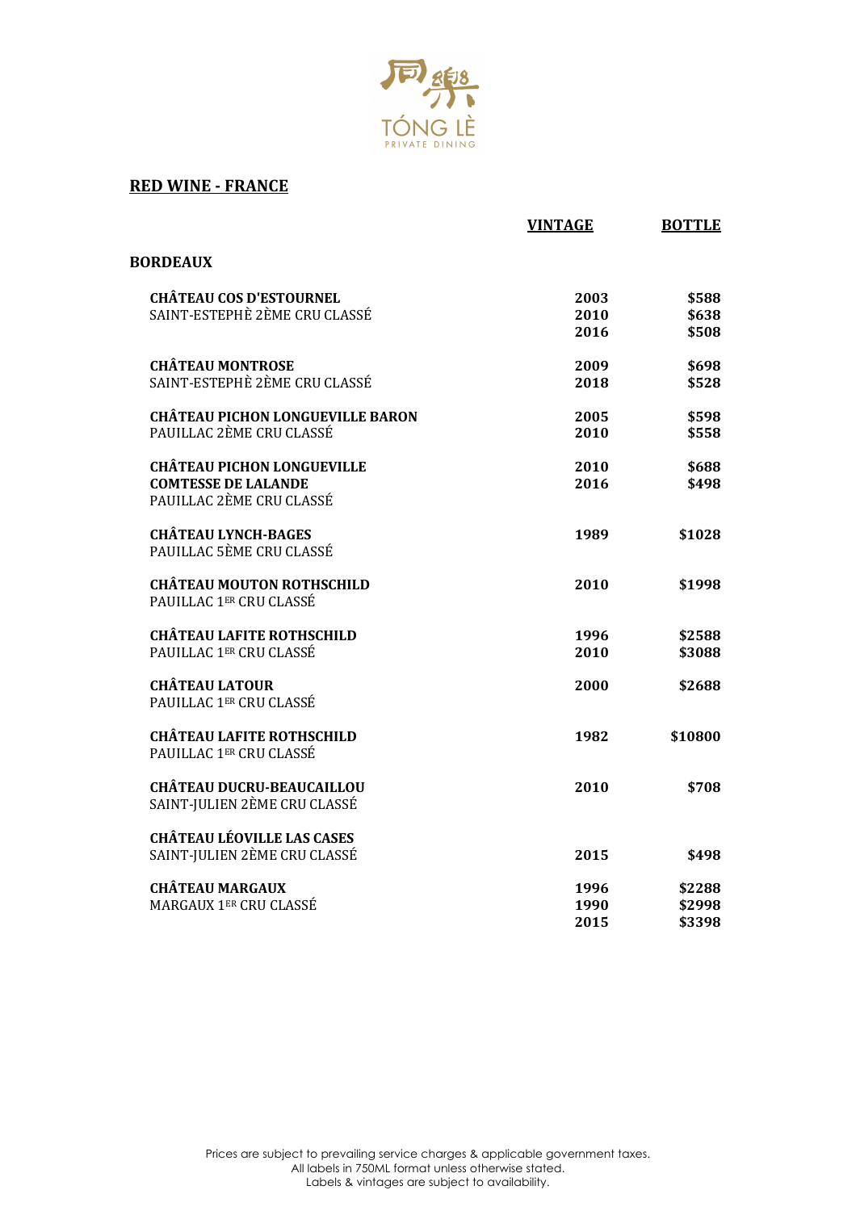## RED WINE - FRANCE

| | VINTAGE | BOTTLE |
|---|---|---|
| **BORDEAUX** | | |
| **CHÂTEAU COS D'ESTOURNEL**<br>SAINT-ESTEPHÈ 2ÈME CRU CLASSÉ | 2003<br>2010<br>2016 | $588<br>$638<br>$508 |
| **CHÂTEAU MONTROSE**<br>SAINT-ESTEPHÈ 2ÈME CRU CLASSÉ | 2009<br>2018 | $698<br>$528 |
| **CHÂTEAU PICHON LONGUEVILLE BARON**<br>PAUILLAC 2ÈME CRU CLASSÉ | 2005<br>2010 | $598<br>$558 |
| **CHÂTEAU PICHON LONGUEVILLE COMTESSE DE LALANDE**<br>PAUILLAC 2ÈME CRU CLASSÉ | 2010<br>2016 | $688<br>$498 |
| **CHÂTEAU LYNCH-BAGES**<br>PAUILLAC 5ÈME CRU CLASSÉ | 1989 | $1028 |
| **CHÂTEAU MOUTON ROTHSCHILD**<br>PAUILLAC 1ER CRU CLASSÉ | 2010 | $1998 |
| **CHÂTEAU LAFITE ROTHSCHILD**<br>PAUILLAC 1ER CRU CLASSÉ | 1996<br>2010 | $2588<br>$3088 |
| **CHÂTEAU LATOUR**<br>PAUILLAC 1ER CRU CLASSÉ | 2000 | $2688 |
| **CHÂTEAU LAFITE ROTHSCHILD**<br>PAUILLAC 1ER CRU CLASSÉ | 1982 | $10800 |
| **CHÂTEAU DUCRU-BEAUCAILLOU**<br>SAINT-JULIEN 2ÈME CRU CLASSÉ | 2010 | $708 |
| **CHÂTEAU LÉOVILLE LAS CASES**<br>SAINT-JULIEN 2ÈME CRU CLASSÉ | 2015 | $498 |
| **CHÂTEAU MARGAUX**<br>MARGAUX 1ER CRU CLASSÉ | 1996<br>1990<br>2015 | $2288<br>$2998<br>$3398 |

Prices are subject to prevailing service charges & applicable government taxes.
All labels in 750ML format unless otherwise stated.
Labels & vintages are subject to availability.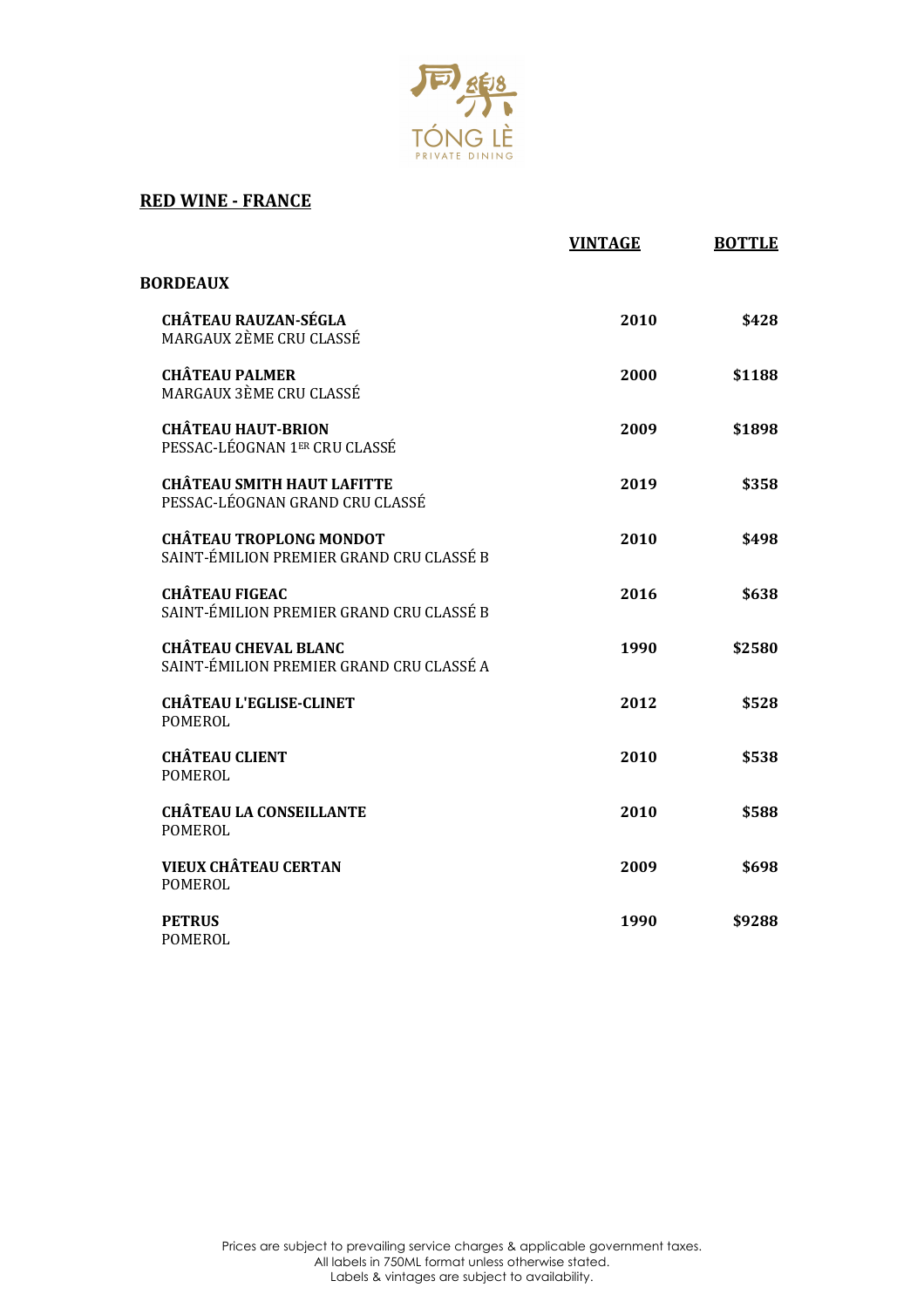## RED WINE - FRANCE

| | VINTAGE | BOTTLE |
|---|---|---|
| **BORDEAUX** | | |
| **CHÂTEAU RAUZAN-SÉGLA**<br>MARGAUX 2ÈME CRU CLASSÉ | 2010 | $428 |
| **CHÂTEAU PALMER**<br>MARGAUX 3ÈME CRU CLASSÉ | 2000 | $1188 |
| **CHÂTEAU HAUT-BRION**<br>PESSAC-LÉOGNAN 1ER CRU CLASSÉ | 2009 | $1898 |
| **CHÂTEAU SMITH HAUT LAFITTE**<br>PESSAC-LÉOGNAN GRAND CRU CLASSÉ | 2019 | $358 |
| **CHÂTEAU TROPLONG MONDOT**<br>SAINT-ÉMILION PREMIER GRAND CRU CLASSÉ B | 2010 | $498 |
| **CHÂTEAU FIGEAC**<br>SAINT-ÉMILION PREMIER GRAND CRU CLASSÉ B | 2016 | $638 |
| **CHÂTEAU CHEVAL BLANC**<br>SAINT-ÉMILION PREMIER GRAND CRU CLASSÉ A | 1990 | $2580 |
| **CHÂTEAU L'EGLISE-CLINET**<br>POMEROL | 2012 | $528 |
| **CHÂTEAU CLIENT**<br>POMEROL | 2010 | $538 |
| **CHÂTEAU LA CONSEILLANTE**<br>POMEROL | 2010 | $588 |
| **VIEUX CHÂTEAU CERTAN**<br>POMEROL | 2009 | $698 |
| **PETRUS**<br>POMEROL | 1990 | $9288 |

Prices are subject to prevailing service charges & applicable government taxes.
All labels in 750ML format unless otherwise stated.
Labels & vintages are subject to availability.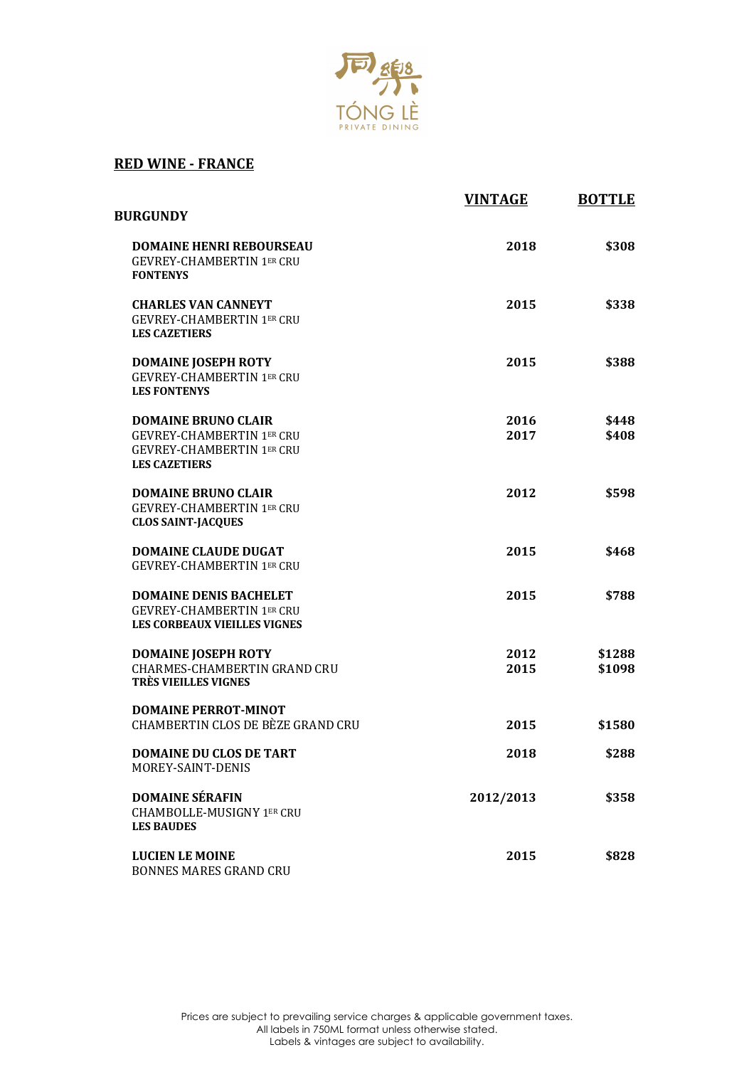TÓNG LÈ
PRIVATE DINING

## RED WINE - FRANCE

| BURGUNDY | VINTAGE | BOTTLE |
|---|---|---|
| **DOMAINE HENRI REBOURSEAU**<br>GEVREY-CHAMBERTIN 1ER CRU<br>**FONTENYS** | 2018 | $308 |
| **CHARLES VAN CANNEYT**<br>GEVREY-CHAMBERTIN 1ER CRU<br>**LES CAZETIERS** | 2015 | $338 |
| **DOMAINE JOSEPH ROTY**<br>GEVREY-CHAMBERTIN 1ER CRU<br>**LES FONTENYS** | 2015 | $388 |
| **DOMAINE BRUNO CLAIR**<br>GEVREY-CHAMBERTIN 1ER CRU<br>GEVREY-CHAMBERTIN 1ER CRU<br>**LES CAZETIERS** | 2016<br>2017 | $448<br>$408 |
| **DOMAINE BRUNO CLAIR**<br>GEVREY-CHAMBERTIN 1ER CRU<br>**CLOS SAINT-JACQUES** | 2012 | $598 |
| **DOMAINE CLAUDE DUGAT**<br>GEVREY-CHAMBERTIN 1ER CRU | 2015 | $468 |
| **DOMAINE DENIS BACHELET**<br>GEVREY-CHAMBERTIN 1ER CRU<br>**LES CORBEAUX VIEILLES VIGNES** | 2015 | $788 |
| **DOMAINE JOSEPH ROTY**<br>CHARMES-CHAMBERTIN GRAND CRU<br>**TRÈS VIEILLES VIGNES** | 2012<br>2015 | $1288<br>$1098 |
| **DOMAINE PERROT-MINOT**<br>CHAMBERTIN CLOS DE BÈZE GRAND CRU | 2015 | $1580 |
| **DOMAINE DU CLOS DE TART**<br>MOREY-SAINT-DENIS | 2018 | $288 |
| **DOMAINE SÉRAFIN**<br>CHAMBOLLE-MUSIGNY 1ER CRU<br>**LES BAUDES** | 2012/2013 | $358 |
| **LUCIEN LE MOINE**<br>BONNES MARES GRAND CRU | 2015 | $828 |

Prices are subject to prevailing service charges & applicable government taxes.
All labels in 750ML format unless otherwise stated.
Labels & vintages are subject to availability.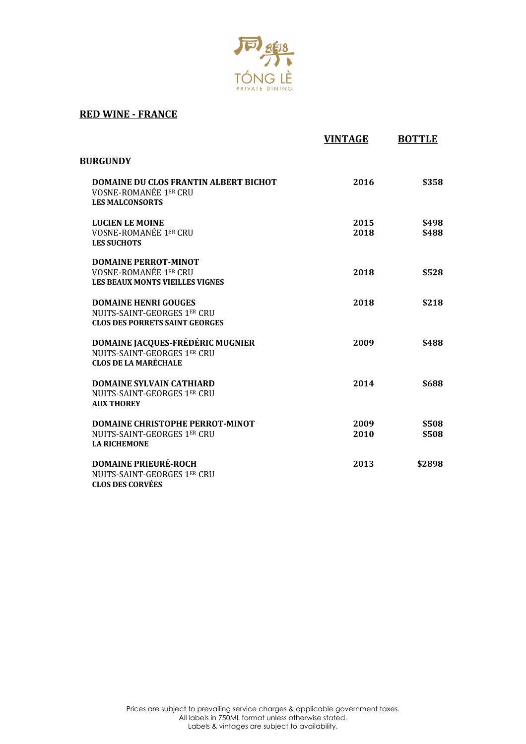同樂

TÓNG LÈ

PRIVATE DINING

## RED WINE - FRANCE

| | VINTAGE | BOTTLE |
|---|---|---|
| **BURGUNDY** | | |
| **DOMAINE DU CLOS FRANTIN ALBERT BICHOT**<br>VOSNE-ROMANÉE 1ER CRU<br>**LES MALCONSORTS** | 2016 | $358 |
| **LUCIEN LE MOINE**<br>VOSNE-ROMANÉE 1ER CRU<br>**LES SUCHOTS** | 2015<br>2018 | $498<br>$488 |
| **DOMAINE PERROT-MINOT**<br>VOSNE-ROMANÉE 1ER CRU<br>**LES BEAUX MONTS VIEILLES VIGNES** | 2018 | $528 |
| **DOMAINE HENRI GOUGES**<br>NUITS-SAINT-GEORGES 1ER CRU<br>**CLOS DES PORRETS SAINT GEORGES** | 2018 | $218 |
| **DOMAINE JACQUES-FRÉDÉRIC MUGNIER**<br>NUITS-SAINT-GEORGES 1ER CRU<br>**CLOS DE LA MARÉCHALE** | 2009 | $488 |
| **DOMAINE SYLVAIN CATHIARD**<br>NUITS-SAINT-GEORGES 1ER CRU<br>**AUX THOREY** | 2014 | $688 |
| **DOMAINE CHRISTOPHE PERROT-MINOT**<br>NUITS-SAINT-GEORGES 1ER CRU<br>**LA RICHEMONE** | 2009<br>2010 | $508<br>$508 |
| **DOMAINE PRIEURÉ-ROCH**<br>NUITS-SAINT-GEORGES 1ER CRU<br>**CLOS DES CORVÉES** | 2013 | $2898 |

Prices are subject to prevailing service charges & applicable government taxes.
All labels in 750ML format unless otherwise stated.
Labels & vintages are subject to availability.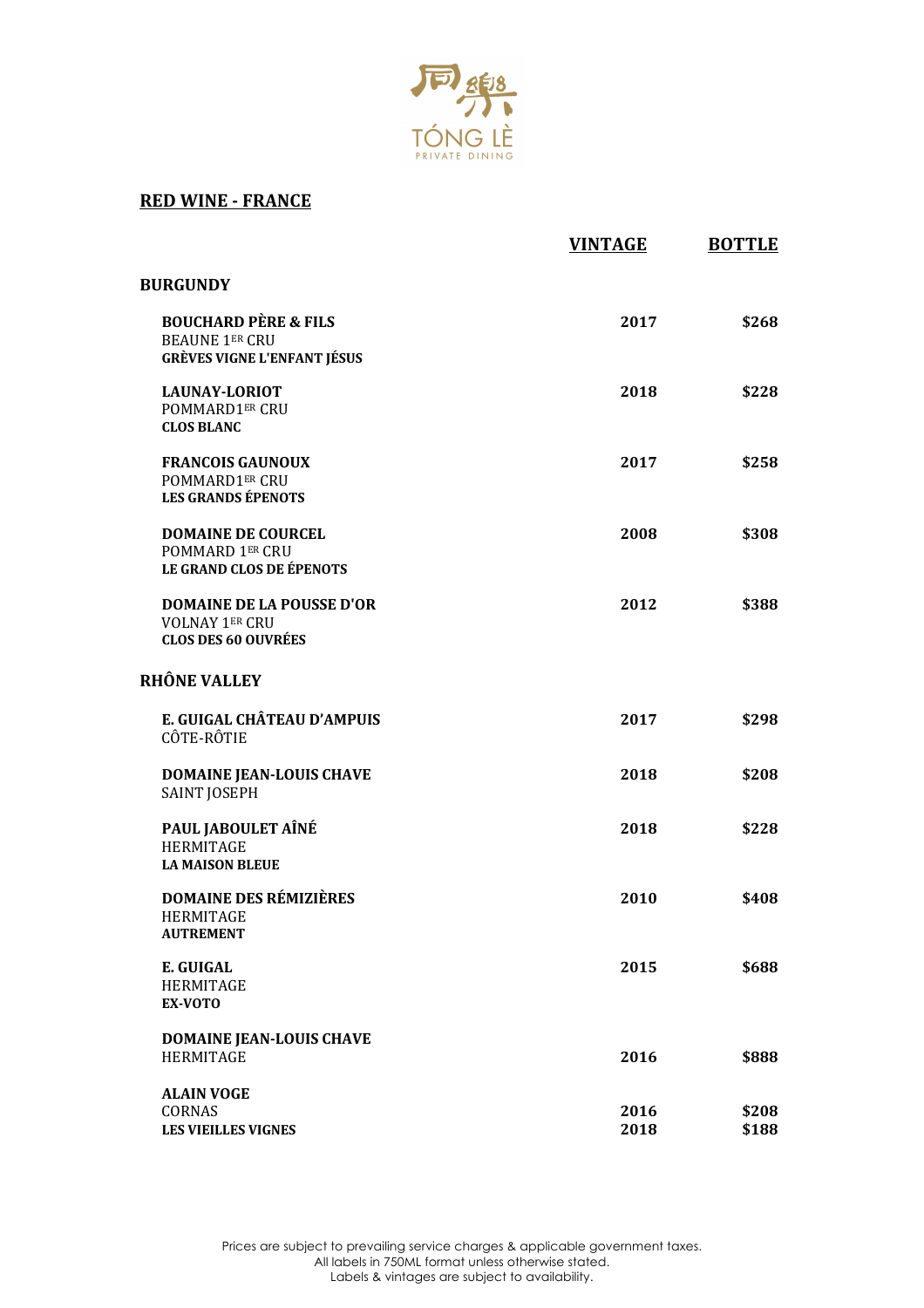## RED WINE - FRANCE

| | VINTAGE | BOTTLE |
|---|---|---|
| **BURGUNDY** | | |
| **BOUCHARD PÈRE & FILS**<br>BEAUNE 1ER CRU<br>**GRÈVES VIGNE L'ENFANT JÉSUS** | 2017 | $268 |
| **LAUNAY-LORIOT**<br>POMMARD1ER CRU<br>**CLOS BLANC** | 2018 | $228 |
| **FRANCOIS GAUNOUX**<br>POMMARD1ER CRU<br>**LES GRANDS ÉPENOTS** | 2017 | $258 |
| **DOMAINE DE COURCEL**<br>POMMARD 1ER CRU<br>**LE GRAND CLOS DE ÉPENOTS** | 2008 | $308 |
| **DOMAINE DE LA POUSSE D'OR**<br>VOLNAY 1ER CRU<br>**CLOS DES 60 OUVRÉES** | 2012 | $388 |
| **RHÔNE VALLEY** | | |
| **E. GUIGAL CHÂTEAU D'AMPUIS**<br>CÔTE-RÔTIE | 2017 | $298 |
| **DOMAINE JEAN-LOUIS CHAVE**<br>SAINT JOSEPH | 2018 | $208 |
| **PAUL JABOULET AÎNÉ**<br>HERMITAGE<br>**LA MAISON BLEUE** | 2018 | $228 |
| **DOMAINE DES RÉMIZIÈRES**<br>HERMITAGE<br>**AUTREMENT** | 2010 | $408 |
| **E. GUIGAL**<br>HERMITAGE<br>**EX-VOTO** | 2015 | $688 |
| **DOMAINE JEAN-LOUIS CHAVE**<br>HERMITAGE | 2016 | $888 |
| **ALAIN VOGE**<br>CORNAS<br>**LES VIEILLES VIGNES** | 2016<br>2018 | $208<br>$188 |

Prices are subject to prevailing service charges & applicable government taxes.
All labels in 750ML format unless otherwise stated.
Labels & vintages are subject to availability.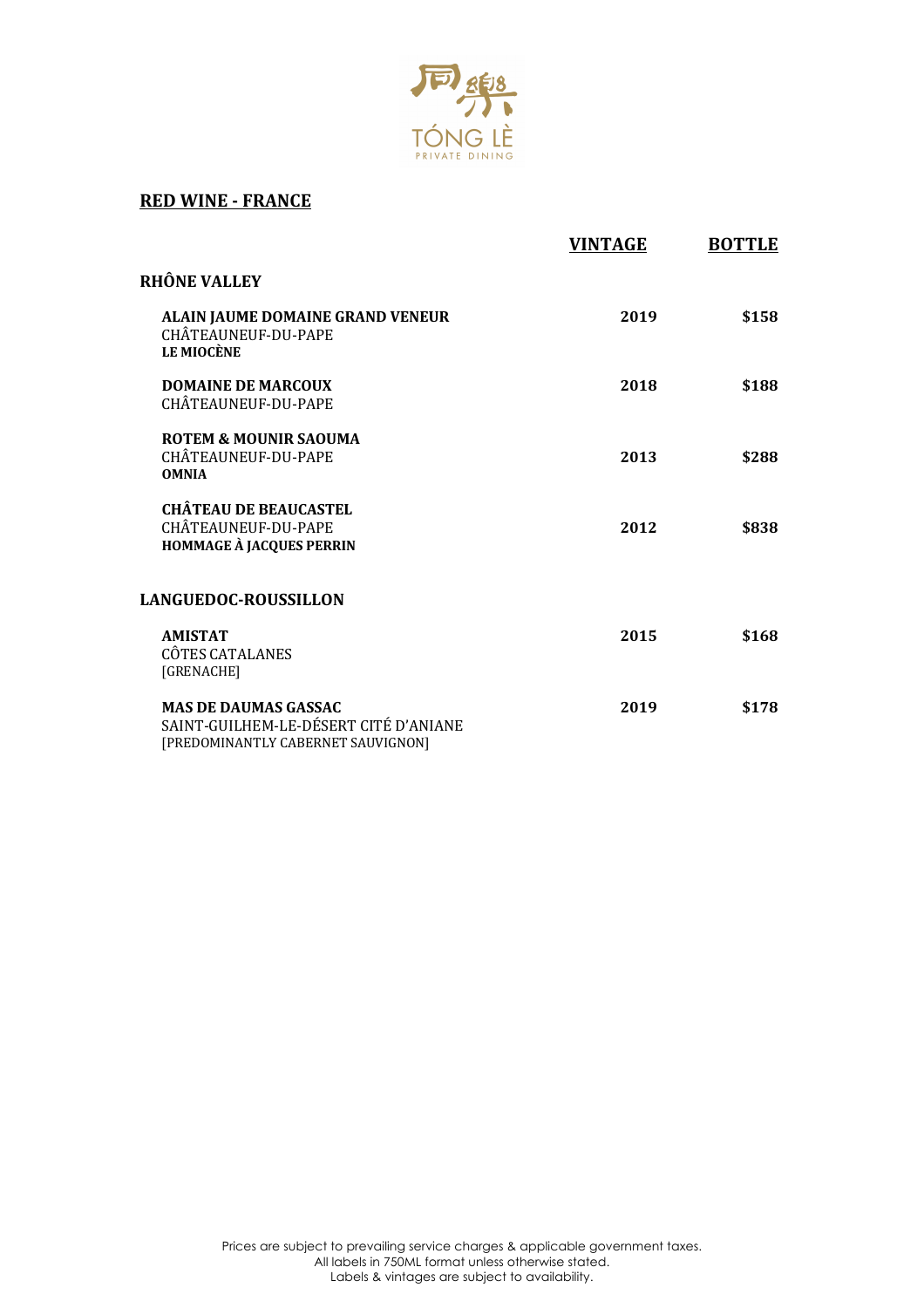## RED WINE - FRANCE

| | VINTAGE | BOTTLE |
|---|---|---|
| **RHÔNE VALLEY** | | |
| **ALAIN JAUME DOMAINE GRAND VENEUR**<br>CHÂTEAUNEUF-DU-PAPE<br>**LE MIOCÈNE** | 2019 | $158 |
| **DOMAINE DE MARCOUX**<br>CHÂTEAUNEUF-DU-PAPE | 2018 | $188 |
| **ROTEM & MOUNIR SAOUMA**<br>CHÂTEAUNEUF-DU-PAPE<br>**OMNIA** | 2013 | $288 |
| **CHÂTEAU DE BEAUCASTEL**<br>CHÂTEAUNEUF-DU-PAPE<br>**HOMMAGE À JACQUES PERRIN** | 2012 | $838 |
| **LANGUEDOC-ROUSSILLON** | | |
| **AMISTAT**<br>CÔTES CATALANES<br>[GRENACHE] | 2015 | $168 |
| **MAS DE DAUMAS GASSAC**<br>SAINT-GUILHEM-LE-DÉSERT CITÉ D'ANIANE<br>[PREDOMINANTLY CABERNET SAUVIGNON] | 2019 | $178 |

Prices are subject to prevailing service charges & applicable government taxes.
All labels in 750ML format unless otherwise stated.
Labels & vintages are subject to availability.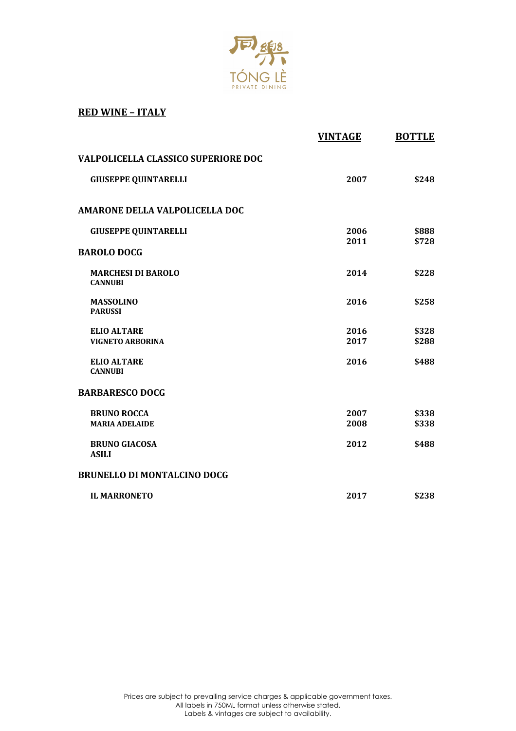同樂 TÓNG LÈ PRIVATE DINING

## RED WINE – ITALY

| | VINTAGE | BOTTLE |
|---|---|---|
| **VALPOLICELLA CLASSICO SUPERIORE DOC** | | |
| GIUSEPPE QUINTARELLI | 2007 | $248 |
| **AMARONE DELLA VALPOLICELLA DOC** | | |
| GIUSEPPE QUINTARELLI | 2006 | $888 |
| | 2011 | $728 |
| **BAROLO DOCG** | | |
| MARCHESI DI BAROLO<br>CANNUBI | 2014 | $228 |
| MASSOLINO<br>PARUSSI | 2016 | $258 |
| ELIO ALTARE<br>VIGNETO ARBORINA | 2016 | $328 |
| | 2017 | $288 |
| ELIO ALTARE<br>CANNUBI | 2016 | $488 |
| **BARBARESCO DOCG** | | |
| BRUNO ROCCA<br>MARIA ADELAIDE | 2007 | $338 |
| | 2008 | $338 |
| BRUNO GIACOSA<br>ASILI | 2012 | $488 |
| **BRUNELLO DI MONTALCINO DOCG** | | |
| IL MARRONETO | 2017 | $238 |

Prices are subject to prevailing service charges & applicable government taxes.
All labels in 750ML format unless otherwise stated.
Labels & vintages are subject to availability.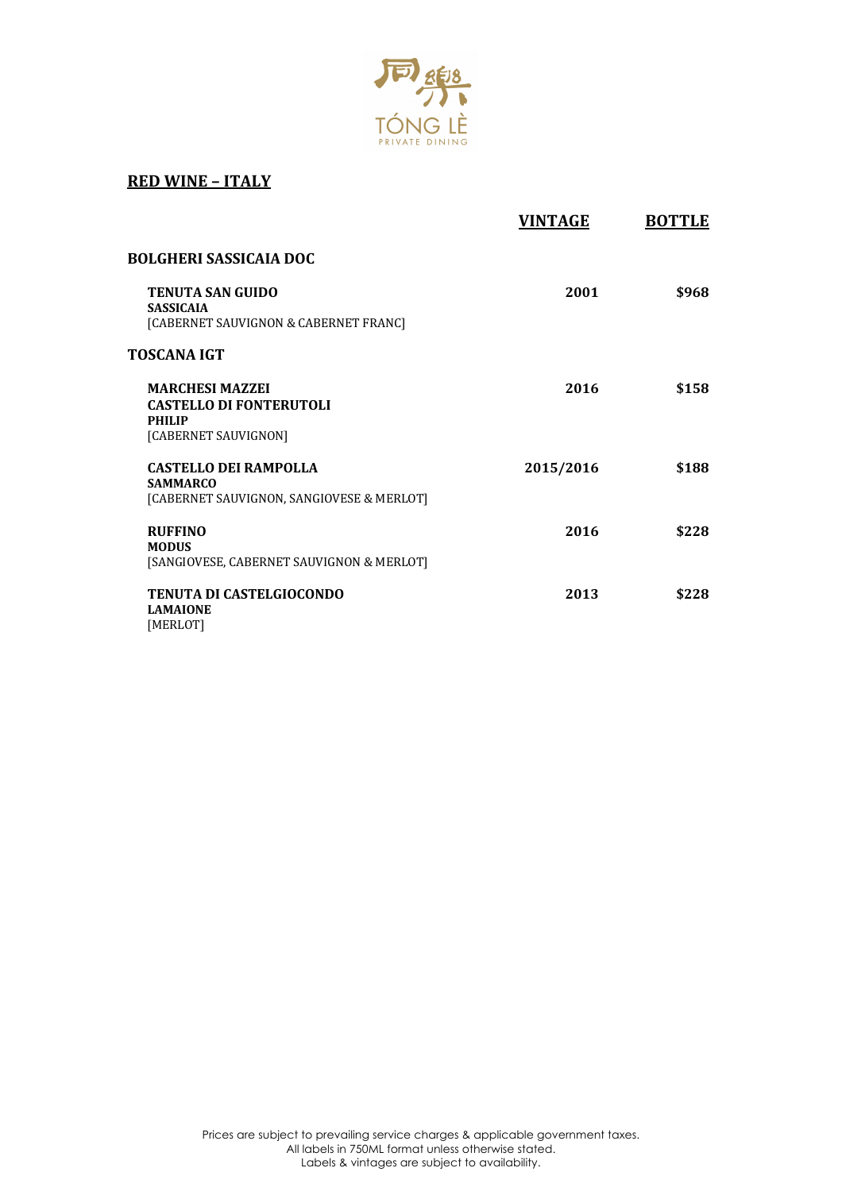## RED WINE – ITALY

| | VINTAGE | BOTTLE |
|---|---|---|
| **BOLGHERI SASSICAIA DOC** | | |
| **TENUTA SAN GUIDO**<br>**SASSICAIA**<br>[CABERNET SAUVIGNON & CABERNET FRANC] | 2001 | $968 |
| **TOSCANA IGT** | | |
| **MARCHESI MAZZEI**<br>**CASTELLO DI FONTERUTOLI**<br>**PHILIP**<br>[CABERNET SAUVIGNON] | 2016 | $158 |
| **CASTELLO DEI RAMPOLLA**<br>**SAMMARCO**<br>[CABERNET SAUVIGNON, SANGIOVESE & MERLOT] | 2015/2016 | $188 |
| **RUFFINO**<br>**MODUS**<br>[SANGIOVESE, CABERNET SAUVIGNON & MERLOT] | 2016 | $228 |
| **TENUTA DI CASTELGIOCONDO**<br>**LAMAIONE**<br>[MERLOT] | 2013 | $228 |

Prices are subject to prevailing service charges & applicable government taxes.
All labels in 750ML format unless otherwise stated.
Labels & vintages are subject to availability.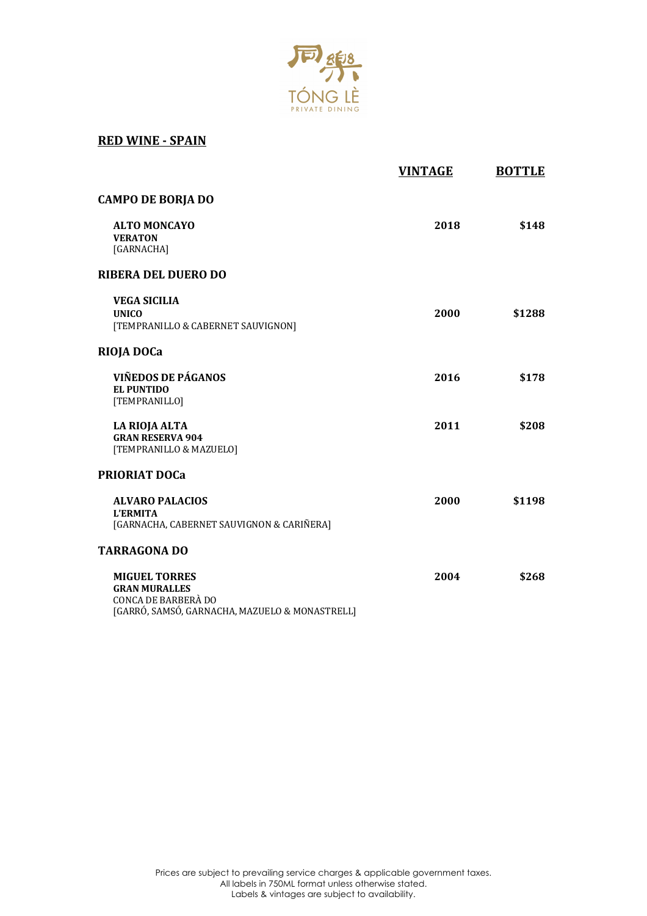TÓNG LÈ
PRIVATE DINING

## RED WINE - SPAIN

| | VINTAGE | BOTTLE |
|---|---|---|
| **CAMPO DE BORJA DO** | | |
| **ALTO MONCAYO**<br>**VERATON**<br>[GARNACHA] | 2018 | $148 |
| **RIBERA DEL DUERO DO** | | |
| **VEGA SICILIA**<br>**UNICO**<br>[TEMPRANILLO & CABERNET SAUVIGNON] | 2000 | $1288 |
| **RIOJA DOCa** | | |
| **VIÑEDOS DE PÁGANOS**<br>**EL PUNTIDO**<br>[TEMPRANILLO] | 2016 | $178 |
| **LA RIOJA ALTA**<br>**GRAN RESERVA 904**<br>[TEMPRANILLO & MAZUELO] | 2011 | $208 |
| **PRIORIAT DOCa** | | |
| **ALVARO PALACIOS**<br>**L'ERMITA**<br>[GARNACHA, CABERNET SAUVIGNON & CARIÑERA] | 2000 | $1198 |
| **TARRAGONA DO** | | |
| **MIGUEL TORRES**<br>**GRAN MURALLES**<br>CONCA DE BARBERÀ DO<br>[GARRÓ, SAMSÓ, GARNACHA, MAZUELO & MONASTRELL] | 2004 | $268 |

Prices are subject to prevailing service charges & applicable government taxes.
All labels in 750ML format unless otherwise stated.
Labels & vintages are subject to availability.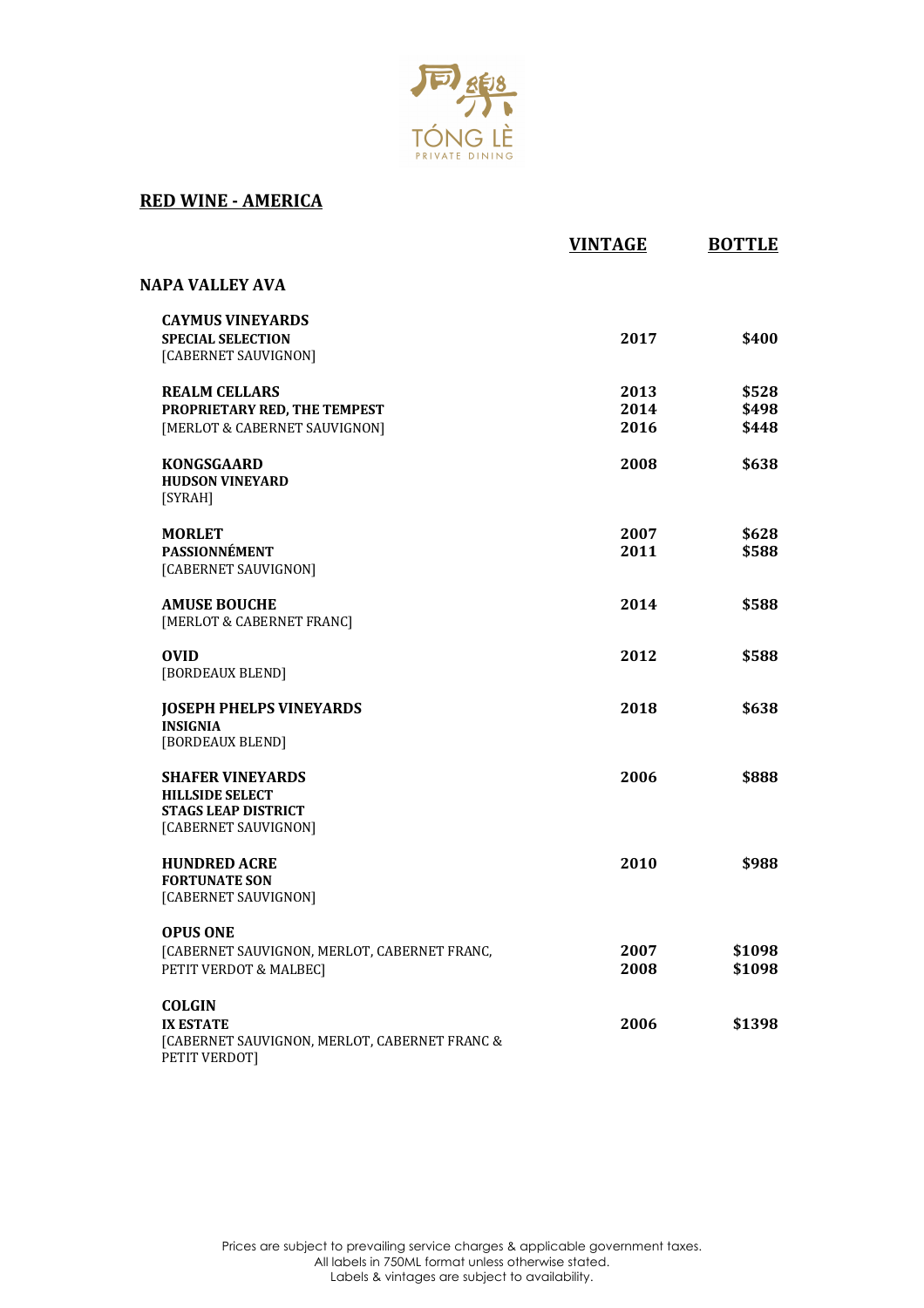TÓNG LÈ PRIVATE DINING

## RED WINE - AMERICA

| | VINTAGE | BOTTLE |
|---|---|---|
| **NAPA VALLEY AVA** | | |
| **CAYMUS VINEYARDS**<br>**SPECIAL SELECTION**<br>[CABERNET SAUVIGNON] | 2017 | $400 |
| **REALM CELLARS**<br>**PROPRIETARY RED, THE TEMPEST**<br>[MERLOT & CABERNET SAUVIGNON] | 2013<br>2014<br>2016 | $528<br>$498<br>$448 |
| **KONGSGAARD**<br>**HUDSON VINEYARD**<br>[SYRAH] | 2008 | $638 |
| **MORLET**<br>**PASSIONNÉMENT**<br>[CABERNET SAUVIGNON] | 2007<br>2011 | $628<br>$588 |
| **AMUSE BOUCHE**<br>[MERLOT & CABERNET FRANC] | 2014 | $588 |
| **OVID**<br>[BORDEAUX BLEND] | 2012 | $588 |
| **JOSEPH PHELPS VINEYARDS**<br>**INSIGNIA**<br>[BORDEAUX BLEND] | 2018 | $638 |
| **SHAFER VINEYARDS**<br>**HILLSIDE SELECT**<br>**STAGS LEAP DISTRICT**<br>[CABERNET SAUVIGNON] | 2006 | $888 |
| **HUNDRED ACRE**<br>**FORTUNATE SON**<br>[CABERNET SAUVIGNON] | 2010 | $988 |
| **OPUS ONE**<br>[CABERNET SAUVIGNON, MERLOT, CABERNET FRANC, PETIT VERDOT & MALBEC] | 2007<br>2008 | $1098<br>$1098 |
| **COLGIN**<br>**IX ESTATE**<br>[CABERNET SAUVIGNON, MERLOT, CABERNET FRANC & PETIT VERDOT] | 2006 | $1398 |

Prices are subject to prevailing service charges & applicable government taxes.
All labels in 750ML format unless otherwise stated.
Labels & vintages are subject to availability.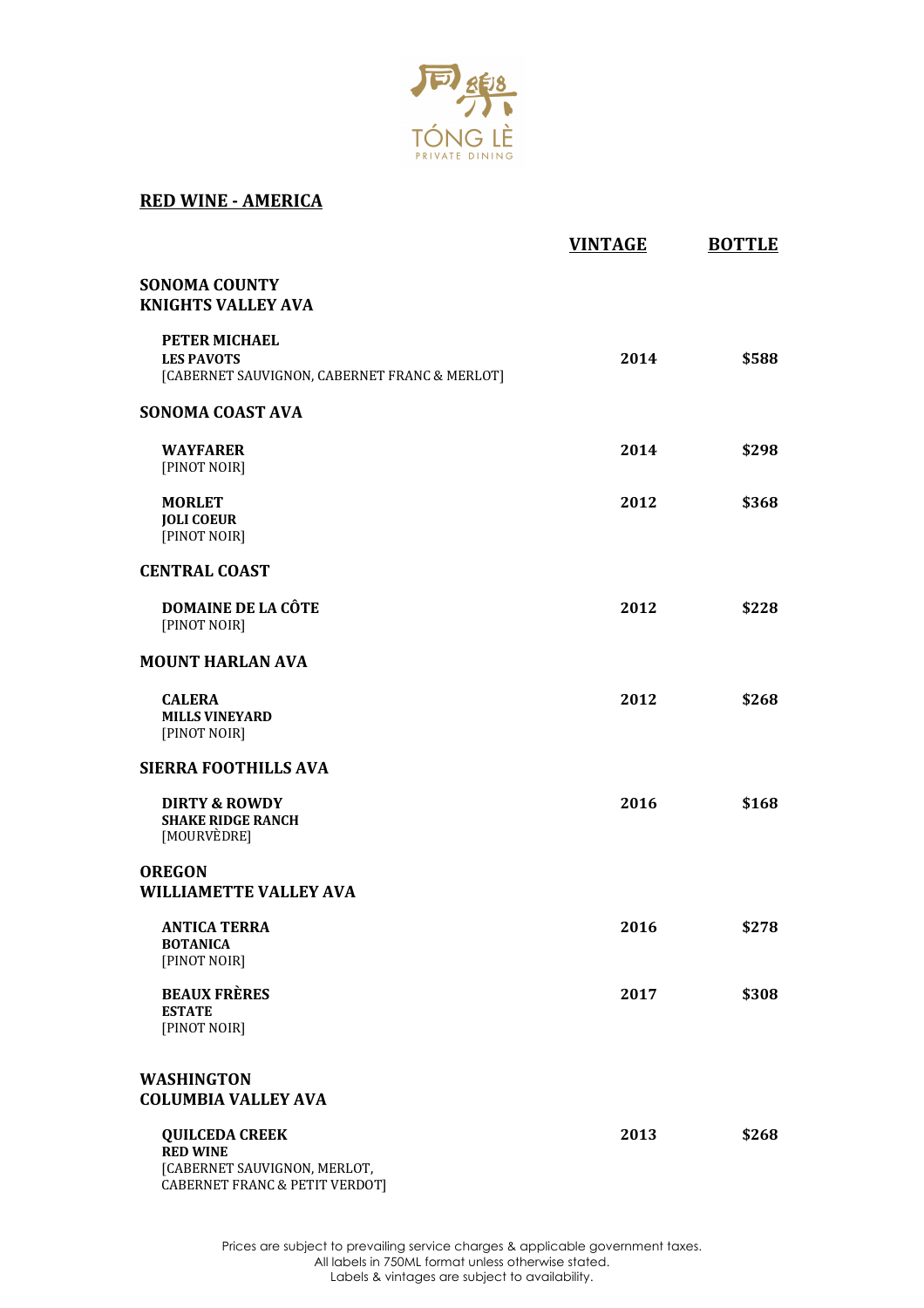TÓNG LÈ
PRIVATE DINING

## RED WINE - AMERICA

| | VINTAGE | BOTTLE |
|---|---|---|
| **SONOMA COUNTY**<br>**KNIGHTS VALLEY AVA** | | |
| **PETER MICHAEL**<br>**LES PAVOTS**<br>[CABERNET SAUVIGNON, CABERNET FRANC & MERLOT] | 2014 | $588 |
| **SONOMA COAST AVA** | | |
| **WAYFARER**<br>[PINOT NOIR] | 2014 | $298 |
| **MORLET**<br>**JOLI COEUR**<br>[PINOT NOIR] | 2012 | $368 |
| **CENTRAL COAST** | | |
| **DOMAINE DE LA CÔTE**<br>[PINOT NOIR] | 2012 | $228 |
| **MOUNT HARLAN AVA** | | |
| **CALERA**<br>**MILLS VINEYARD**<br>[PINOT NOIR] | 2012 | $268 |
| **SIERRA FOOTHILLS AVA** | | |
| **DIRTY & ROWDY**<br>**SHAKE RIDGE RANCH**<br>[MOURVÈDRE] | 2016 | $168 |
| **OREGON**<br>**WILLIAMETTE VALLEY AVA** | | |
| **ANTICA TERRA**<br>**BOTANICA**<br>[PINOT NOIR] | 2016 | $278 |
| **BEAUX FRÈRES**<br>**ESTATE**<br>[PINOT NOIR] | 2017 | $308 |
| **WASHINGTON**<br>**COLUMBIA VALLEY AVA** | | |
| **QUILCEDA CREEK**<br>**RED WINE**<br>[CABERNET SAUVIGNON, MERLOT, CABERNET FRANC & PETIT VERDOT] | 2013 | $268 |

Prices are subject to prevailing service charges & applicable government taxes.
All labels in 750ML format unless otherwise stated.
Labels & vintages are subject to availability.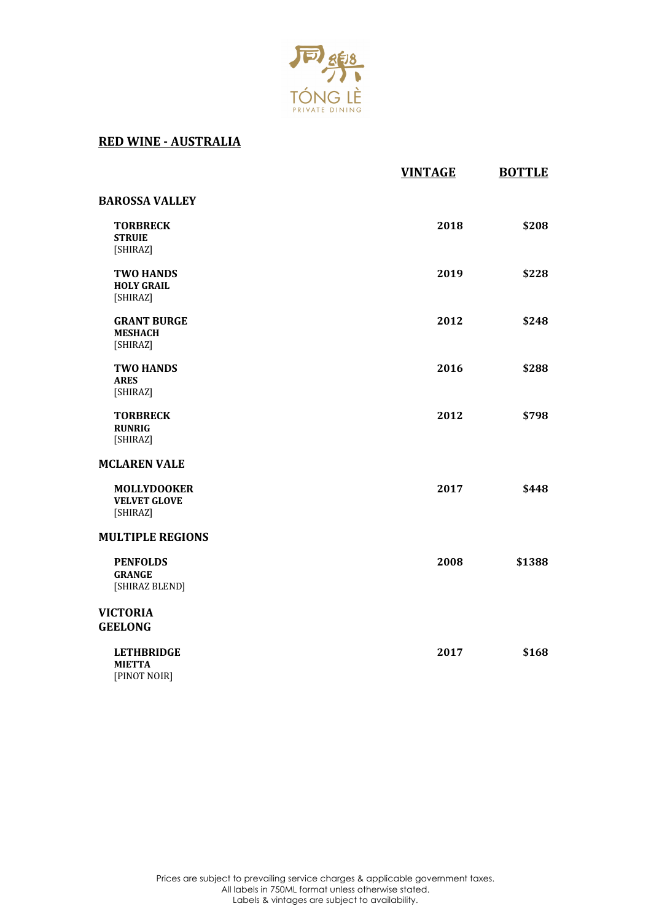同樂
TÓNG LÈ
PRIVATE DINING

## RED WINE - AUSTRALIA

| | VINTAGE | BOTTLE |
|---|---|---|
| **BAROSSA VALLEY** | | |
| **TORBRECK**<br>**STRUIE**<br>[SHIRAZ] | 2018 | $208 |
| **TWO HANDS**<br>**HOLY GRAIL**<br>[SHIRAZ] | 2019 | $228 |
| **GRANT BURGE**<br>**MESHACH**<br>[SHIRAZ] | 2012 | $248 |
| **TWO HANDS**<br>**ARES**<br>[SHIRAZ] | 2016 | $288 |
| **TORBRECK**<br>**RUNRIG**<br>[SHIRAZ] | 2012 | $798 |
| **MCLAREN VALE** | | |
| **MOLLYDOOKER**<br>**VELVET GLOVE**<br>[SHIRAZ] | 2017 | $448 |
| **MULTIPLE REGIONS** | | |
| **PENFOLDS**<br>**GRANGE**<br>[SHIRAZ BLEND] | 2008 | $1388 |
| **VICTORIA**<br>**GEELONG** | | |
| **LETHBRIDGE**<br>**MIETTA**<br>[PINOT NOIR] | 2017 | $168 |

Prices are subject to prevailing service charges & applicable government taxes.
All labels in 750ML format unless otherwise stated.
Labels & vintages are subject to availability.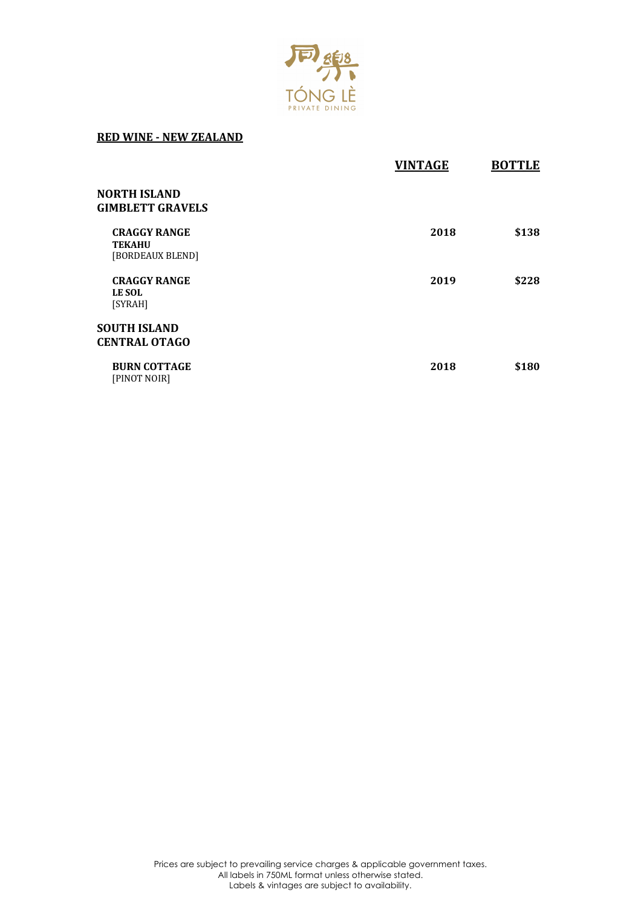## RED WINE - NEW ZEALAND

| | VINTAGE | BOTTLE |
|---|---|---|
| **NORTH ISLAND** **GIMBLETT GRAVELS** | | |
| **CRAGGY RANGE** **TEKAHU** [BORDEAUX BLEND] | **2018** | **$138** |
| **CRAGGY RANGE** **LE SOL** [SYRAH] | **2019** | **$228** |
| **SOUTH ISLAND** **CENTRAL OTAGO** | | |
| **BURN COTTAGE** [PINOT NOIR] | **2018** | **$180** |

Prices are subject to prevailing service charges & applicable government taxes.
All labels in 750ML format unless otherwise stated.
Labels & vintages are subject to availability.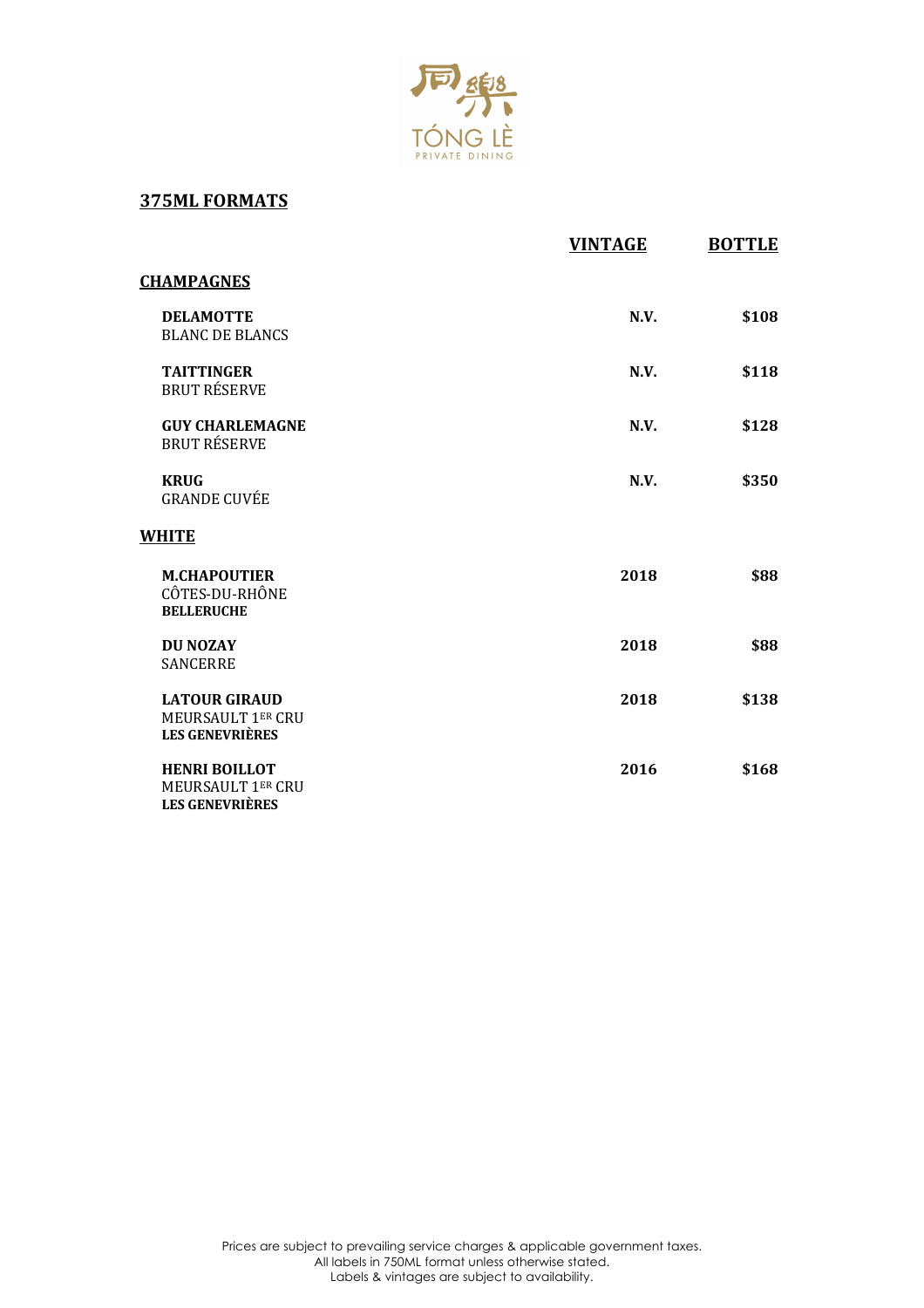同樂

TÓNG LÈ

PRIVATE DINING

## 375ML FORMATS

| | VINTAGE | BOTTLE |
|---|---|---|
| **CHAMPAGNES** | | |
| **DELAMOTTE** BLANC DE BLANCS | **N.V.** | **$108** |
| **TAITTINGER** BRUT RÉSERVE | **N.V.** | **$118** |
| **GUY CHARLEMAGNE** BRUT RÉSERVE | **N.V.** | **$128** |
| **KRUG** GRANDE CUVÉE | **N.V.** | **$350** |
| **WHITE** | | |
| **M.CHAPOUTIER** CÔTES-DU-RHÔNE **BELLERUCHE** | **2018** | **$88** |
| **DU NOZAY** SANCERRE | **2018** | **$88** |
| **LATOUR GIRAUD** MEURSAULT 1ER CRU **LES GENEVRIÈRES** | **2018** | **$138** |
| **HENRI BOILLOT** MEURSAULT 1ER CRU **LES GENEVRIÈRES** | **2016** | **$168** |

Prices are subject to prevailing service charges & applicable government taxes.
All labels in 750ML format unless otherwise stated.
Labels & vintages are subject to availability.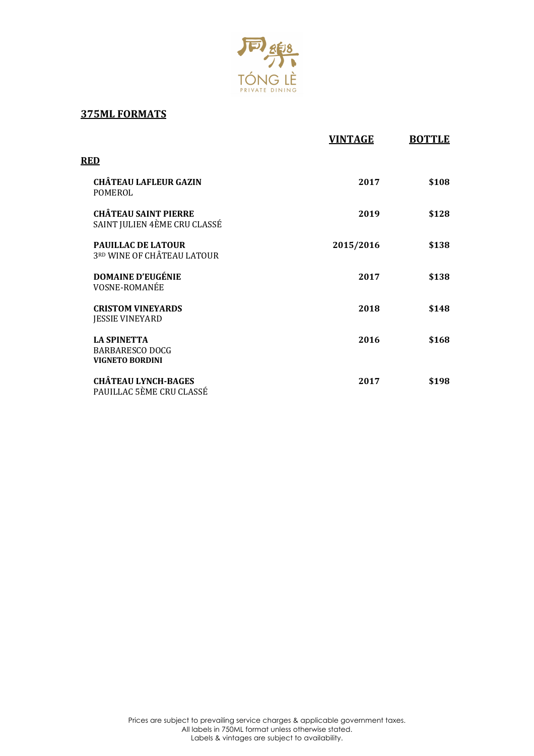## 375ML FORMATS

| | VINTAGE | BOTTLE |
|---|---|---|
| **RED** | | |
| **CHÂTEAU LAFLEUR GAZIN**<br>POMEROL | **2017** | **$108** |
| **CHÂTEAU SAINT PIERRE**<br>SAINT JULIEN 4ÈME CRU CLASSÉ | **2019** | **$128** |
| **PAUILLAC DE LATOUR**<br>3RD WINE OF CHÂTEAU LATOUR | **2015/2016** | **$138** |
| **DOMAINE D'EUGÉNIE**<br>VOSNE-ROMANÉE | **2017** | **$138** |
| **CRISTOM VINEYARDS**<br>JESSIE VINEYARD | **2018** | **$148** |
| **LA SPINETTA**<br>BARBARESCO DOCG<br>**VIGNETO BORDINI** | **2016** | **$168** |
| **CHÂTEAU LYNCH-BAGES**<br>PAUILLAC 5ÈME CRU CLASSÉ | **2017** | **$198** |

Prices are subject to prevailing service charges & applicable government taxes.
All labels in 750ML format unless otherwise stated.
Labels & vintages are subject to availability.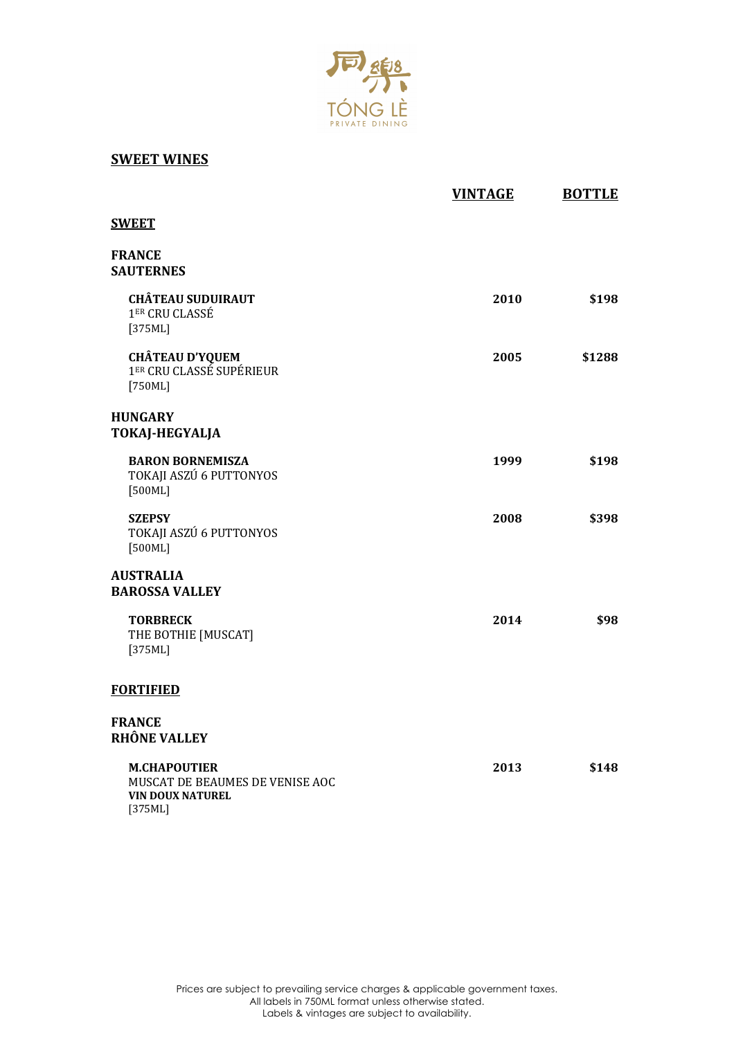## SWEET WINES

| | VINTAGE | BOTTLE |
|---|---|---|
| **SWEET** | | |
| **FRANCE**<br>**SAUTERNES** | | |
| **CHÂTEAU SUDUIRAUT**<br>1ER CRU CLASSÉ<br>[375ML] | 2010 | $198 |
| **CHÂTEAU D'YQUEM**<br>1ER CRU CLASSÉ SUPÉRIEUR<br>[750ML] | 2005 | $1288 |
| **HUNGARY**<br>**TOKAJ-HEGYALJA** | | |
| **BARON BORNEMISZA**<br>TOKAJI ASZÚ 6 PUTTONYOS<br>[500ML] | 1999 | $198 |
| **SZEPSY**<br>TOKAJI ASZÚ 6 PUTTONYOS<br>[500ML] | 2008 | $398 |
| **AUSTRALIA**<br>**BAROSSA VALLEY** | | |
| **TORBRECK**<br>THE BOTHIE [MUSCAT]<br>[375ML] | 2014 | $98 |
| **FORTIFIED** | | |
| **FRANCE**<br>**RHÔNE VALLEY** | | |
| **M.CHAPOUTIER**<br>MUSCAT DE BEAUMES DE VENISE AOC<br>**VIN DOUX NATUREL**<br>[375ML] | 2013 | $148 |

Prices are subject to prevailing service charges & applicable government taxes.
All labels in 750ML format unless otherwise stated.
Labels & vintages are subject to availability.